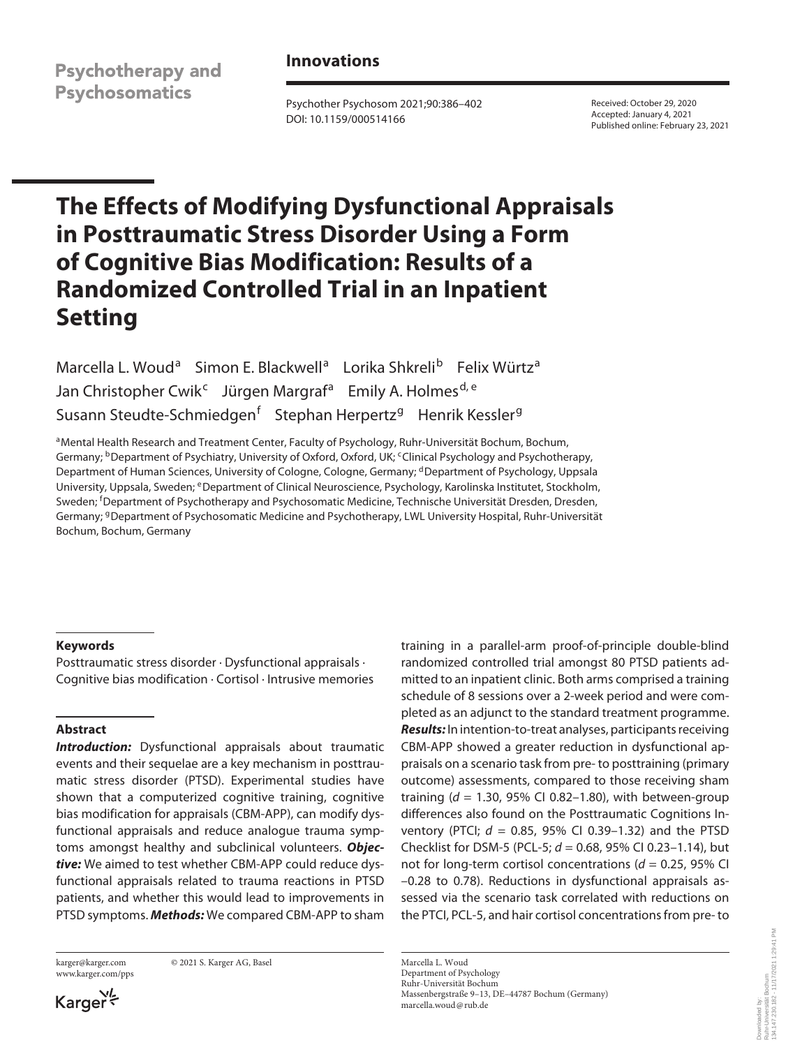Psychotherapy and Psychosomatics

**Innovations**

Received: October 29, 2020
Accepted: January 4, 2021
Published online: February 23, 2021

# The Effects of Modifying Dysfunctional Appraisals in Posttraumatic Stress Disorder Using a Form of Cognitive Bias Modification: Results of a Randomized Controlled Trial in an Inpatient Setting

Marcella L. Woud[a] Simon E. Blackwell[a] Lorika Shkreli[b] Felix Würtz[a] Jan Christopher Cwik[c] Jürgen Margraf[a] Emily A. Holmes[d, e] Susann Steudte-Schmiedgen[f] Stephan Herpertz[g] Henrik Kessler[g]

[a]Mental Health Research and Treatment Center, Faculty of Psychology, Ruhr-Universität Bochum, Bochum, Germany; [b]Department of Psychiatry, University of Oxford, Oxford, UK; [c]Clinical Psychology and Psychotherapy, Department of Human Sciences, University of Cologne, Cologne, Germany; [d]Department of Psychology, Uppsala University, Uppsala, Sweden; [e]Department of Clinical Neuroscience, Psychology, Karolinska Institutet, Stockholm, Sweden; [f]Department of Psychotherapy and Psychosomatic Medicine, Technische Universität Dresden, Dresden, Germany; [g]Department of Psychosomatic Medicine and Psychotherapy, LWL University Hospital, Ruhr-Universität Bochum, Bochum, Germany

## Keywords

Posttraumatic stress disorder · Dysfunctional appraisals · Cognitive bias modification · Cortisol · Intrusive memories

## Abstract

***Introduction:*** Dysfunctional appraisals about traumatic events and their sequelae are a key mechanism in posttraumatic stress disorder (PTSD). Experimental studies have shown that a computerized cognitive training, cognitive bias modification for appraisals (CBM-APP), can modify dysfunctional appraisals and reduce analogue trauma symptoms amongst healthy and subclinical volunteers. ***Objective:*** We aimed to test whether CBM-APP could reduce dysfunctional appraisals related to trauma reactions in PTSD patients, and whether this would lead to improvements in PTSD symptoms. ***Methods:*** We compared CBM-APP to sham training in a parallel-arm proof-of-principle double-blind randomized controlled trial amongst 80 PTSD patients admitted to an inpatient clinic. Both arms comprised a training schedule of 8 sessions over a 2-week period and were completed as an adjunct to the standard treatment programme. ***Results:*** In intention-to-treat analyses, participants receiving CBM-APP showed a greater reduction in dysfunctional appraisals on a scenario task from pre- to posttraining (primary outcome) assessments, compared to those receiving sham training ($d$ = 1.30, 95% CI 0.82–1.80), with between-group differences also found on the Posttraumatic Cognitions Inventory (PTCI; $d$ = 0.85, 95% CI 0.39–1.32) and the PTSD Checklist for DSM-5 (PCL-5; $d$ = 0.68, 95% CI 0.23–1.14), but not for long-term cortisol concentrations ($d$ = 0.25, 95% CI –0.28 to 0.78). Reductions in dysfunctional appraisals assessed via the scenario task correlated with reductions on the PTCI, PCL-5, and hair cortisol concentrations from pre- to

karger@karger.com
www.karger.com/pps

© 2021 S. Karger AG, Basel

Marcella L. Woud
Department of Psychology
Ruhr-Universität Bochum
Massenbergstraße 9–13, DE–44787 Bochum (Germany)
marcella.woud@rub.de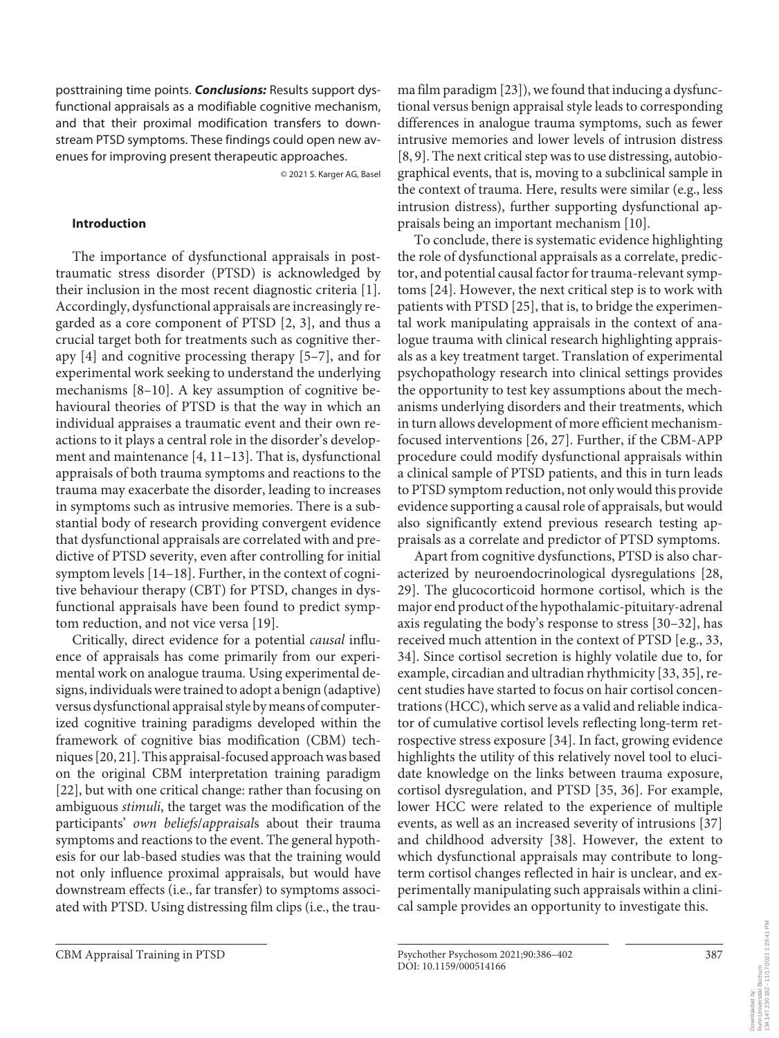posttraining time points. ***Conclusions:*** Results support dysfunctional appraisals as a modifiable cognitive mechanism, and that their proximal modification transfers to downstream PTSD symptoms. These findings could open new avenues for improving present therapeutic approaches.

© 2021 S. Karger AG, Basel

## Introduction

The importance of dysfunctional appraisals in posttraumatic stress disorder (PTSD) is acknowledged by their inclusion in the most recent diagnostic criteria [1]. Accordingly, dysfunctional appraisals are increasingly regarded as a core component of PTSD [2, 3], and thus a crucial target both for treatments such as cognitive therapy [4] and cognitive processing therapy [5–7], and for experimental work seeking to understand the underlying mechanisms [8–10]. A key assumption of cognitive behavioural theories of PTSD is that the way in which an individual appraises a traumatic event and their own reactions to it plays a central role in the disorder's development and maintenance [4, 11–13]. That is, dysfunctional appraisals of both trauma symptoms and reactions to the trauma may exacerbate the disorder, leading to increases in symptoms such as intrusive memories. There is a substantial body of research providing convergent evidence that dysfunctional appraisals are correlated with and predictive of PTSD severity, even after controlling for initial symptom levels [14–18]. Further, in the context of cognitive behaviour therapy (CBT) for PTSD, changes in dysfunctional appraisals have been found to predict symptom reduction, and not vice versa [19].

Critically, direct evidence for a potential *causal* influence of appraisals has come primarily from our experimental work on analogue trauma. Using experimental designs, individuals were trained to adopt a benign (adaptive) versus dysfunctional appraisal style by means of computerized cognitive training paradigms developed within the framework of cognitive bias modification (CBM) techniques [20, 21]. This appraisal-focused approach was based on the original CBM interpretation training paradigm [22], but with one critical change: rather than focusing on ambiguous *stimuli*, the target was the modification of the participants' *own beliefs*/*appraisal*s about their trauma symptoms and reactions to the event. The general hypothesis for our lab-based studies was that the training would not only influence proximal appraisals, but would have downstream effects (i.e., far transfer) to symptoms associated with PTSD. Using distressing film clips (i.e., the trauma film paradigm [23]), we found that inducing a dysfunctional versus benign appraisal style leads to corresponding differences in analogue trauma symptoms, such as fewer intrusive memories and lower levels of intrusion distress [8, 9]. The next critical step was to use distressing, autobiographical events, that is, moving to a subclinical sample in the context of trauma. Here, results were similar (e.g., less intrusion distress), further supporting dysfunctional appraisals being an important mechanism [10].

To conclude, there is systematic evidence highlighting the role of dysfunctional appraisals as a correlate, predictor, and potential causal factor for trauma-relevant symptoms [24]. However, the next critical step is to work with patients with PTSD [25], that is, to bridge the experimental work manipulating appraisals in the context of analogue trauma with clinical research highlighting appraisals as a key treatment target. Translation of experimental psychopathology research into clinical settings provides the opportunity to test key assumptions about the mechanisms underlying disorders and their treatments, which in turn allows development of more efficient mechanism-focused interventions [26, 27]. Further, if the CBM-APP procedure could modify dysfunctional appraisals within a clinical sample of PTSD patients, and this in turn leads to PTSD symptom reduction, not only would this provide evidence supporting a causal role of appraisals, but would also significantly extend previous research testing appraisals as a correlate and predictor of PTSD symptoms.

Apart from cognitive dysfunctions, PTSD is also characterized by neuroendocrinological dysregulations [28, 29]. The glucocorticoid hormone cortisol, which is the major end product of the hypothalamic-pituitary-adrenal axis regulating the body's response to stress [30–32], has received much attention in the context of PTSD [e.g., 33, 34]. Since cortisol secretion is highly volatile due to, for example, circadian and ultradian rhythmicity [33, 35], recent studies have started to focus on hair cortisol concentrations (HCC), which serve as a valid and reliable indicator of cumulative cortisol levels reflecting long-term retrospective stress exposure [34]. In fact, growing evidence highlights the utility of this relatively novel tool to elucidate knowledge on the links between trauma exposure, cortisol dysregulation, and PTSD [35, 36]. For example, lower HCC were related to the experience of multiple events, as well as an increased severity of intrusions [37] and childhood adversity [38]. However, the extent to which dysfunctional appraisals may contribute to long-term cortisol changes reflected in hair is unclear, and experimentally manipulating such appraisals within a clinical sample provides an opportunity to investigate this.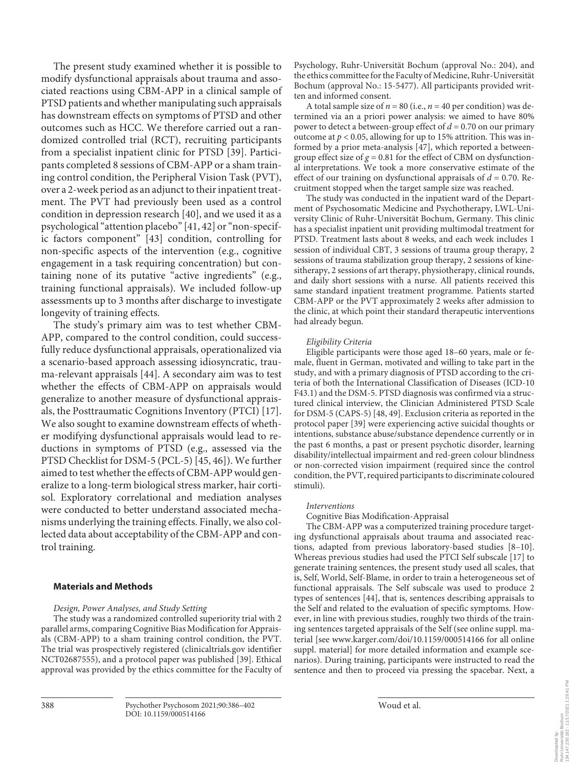The present study examined whether it is possible to modify dysfunctional appraisals about trauma and associated reactions using CBM-APP in a clinical sample of PTSD patients and whether manipulating such appraisals has downstream effects on symptoms of PTSD and other outcomes such as HCC. We therefore carried out a randomized controlled trial (RCT), recruiting participants from a specialist inpatient clinic for PTSD [39]. Participants completed 8 sessions of CBM-APP or a sham training control condition, the Peripheral Vision Task (PVT), over a 2-week period as an adjunct to their inpatient treatment. The PVT had previously been used as a control condition in depression research [40], and we used it as a psychological "attention placebo" [41, 42] or "non-specific factors component" [43] condition, controlling for non-specific aspects of the intervention (e.g., cognitive engagement in a task requiring concentration) but containing none of its putative "active ingredients" (e.g., training functional appraisals). We included follow-up assessments up to 3 months after discharge to investigate longevity of training effects.

The study's primary aim was to test whether CBM-APP, compared to the control condition, could successfully reduce dysfunctional appraisals, operationalized via a scenario-based approach assessing idiosyncratic, trauma-relevant appraisals [44]. A secondary aim was to test whether the effects of CBM-APP on appraisals would generalize to another measure of dysfunctional appraisals, the Posttraumatic Cognitions Inventory (PTCI) [17]. We also sought to examine downstream effects of whether modifying dysfunctional appraisals would lead to reductions in symptoms of PTSD (e.g., assessed via the PTSD Checklist for DSM-5 (PCL-5) [45, 46]). We further aimed to test whether the effects of CBM-APP would generalize to a long-term biological stress marker, hair cortisol. Exploratory correlational and mediation analyses were conducted to better understand associated mechanisms underlying the training effects. Finally, we also collected data about acceptability of the CBM-APP and control training.

## Materials and Methods

### *Design, Power Analyses, and Study Setting*

The study was a randomized controlled superiority trial with 2 parallel arms, comparing Cognitive Bias Modification for Appraisals (CBM-APP) to a sham training control condition, the PVT. The trial was prospectively registered (clinicaltrials.gov identifier NCT02687555), and a protocol paper was published [39]. Ethical approval was provided by the ethics committee for the Faculty of Psychology, Ruhr-Universität Bochum (approval No.: 204), and the ethics committee for the Faculty of Medicine, Ruhr-Universität Bochum (approval No.: 15-5477). All participants provided written and informed consent.

A total sample size of $n = 80$ (i.e., $n = 40$ per condition) was determined via an a priori power analysis: we aimed to have 80% power to detect a between-group effect of $d = 0.70$ on our primary outcome at $p < 0.05$, allowing for up to 15% attrition. This was informed by a prior meta-analysis [47], which reported a between-group effect size of $g = 0.81$ for the effect of CBM on dysfunctional interpretations. We took a more conservative estimate of the effect of our training on dysfunctional appraisals of $d = 0.70$. Recruitment stopped when the target sample size was reached.

The study was conducted in the inpatient ward of the Department of Psychosomatic Medicine and Psychotherapy, LWL-University Clinic of Ruhr-Universität Bochum, Germany. This clinic has a specialist inpatient unit providing multimodal treatment for PTSD. Treatment lasts about 8 weeks, and each week includes 1 session of individual CBT, 3 sessions of trauma group therapy, 2 sessions of trauma stabilization group therapy, 2 sessions of kinesitherapy, 2 sessions of art therapy, physiotherapy, clinical rounds, and daily short sessions with a nurse. All patients received this same standard inpatient treatment programme. Patients started CBM-APP or the PVT approximately 2 weeks after admission to the clinic, at which point their standard therapeutic interventions had already begun.

### *Eligibility Criteria*

Eligible participants were those aged 18–60 years, male or female, fluent in German, motivated and willing to take part in the study, and with a primary diagnosis of PTSD according to the criteria of both the International Classification of Diseases (ICD-10 F43.1) and the DSM-5. PTSD diagnosis was confirmed via a structured clinical interview, the Clinician Administered PTSD Scale for DSM-5 (CAPS-5) [48, 49]. Exclusion criteria as reported in the protocol paper [39] were experiencing active suicidal thoughts or intentions, substance abuse/substance dependence currently or in the past 6 months, a past or present psychotic disorder, learning disability/intellectual impairment and red-green colour blindness or non-corrected vision impairment (required since the control condition, the PVT, required participants to discriminate coloured stimuli).

### *Interventions*

Cognitive Bias Modification-Appraisal

The CBM-APP was a computerized training procedure targeting dysfunctional appraisals about trauma and associated reactions, adapted from previous laboratory-based studies [8–10]. Whereas previous studies had used the PTCI Self subscale [17] to generate training sentences, the present study used all scales, that is, Self, World, Self-Blame, in order to train a heterogeneous set of functional appraisals. The Self subscale was used to produce 2 types of sentences [44], that is, sentences describing appraisals to the Self and related to the evaluation of specific symptoms. However, in line with previous studies, roughly two thirds of the training sentences targeted appraisals of the Self (see online suppl. material [see www.karger.com/doi/10.1159/000514166 for all online suppl. material] for more detailed information and example scenarios). During training, participants were instructed to read the sentence and then to proceed via pressing the spacebar. Next, a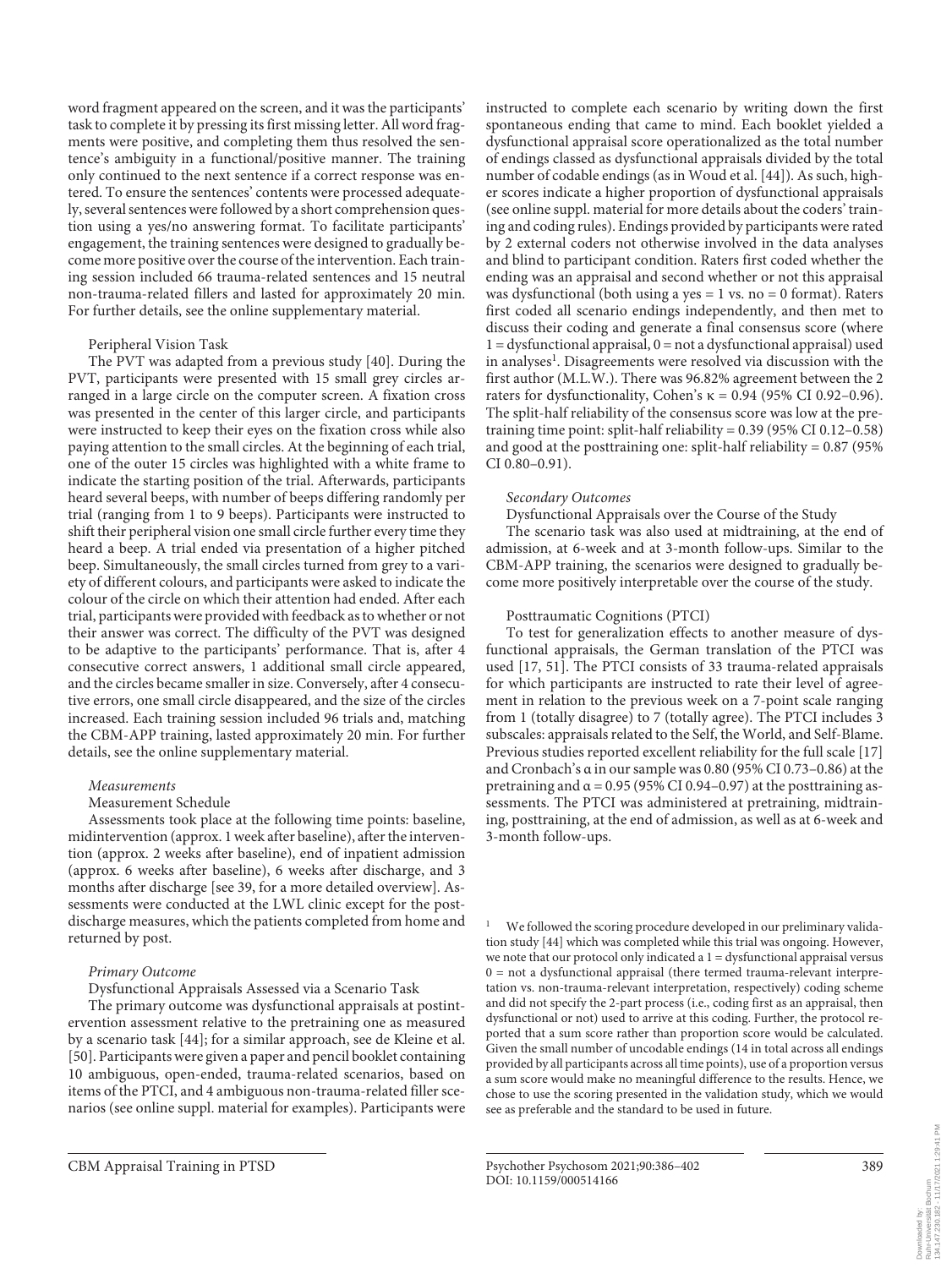word fragment appeared on the screen, and it was the participants' task to complete it by pressing its first missing letter. All word fragments were positive, and completing them thus resolved the sentence's ambiguity in a functional/positive manner. The training only continued to the next sentence if a correct response was entered. To ensure the sentences' contents were processed adequately, several sentences were followed by a short comprehension question using a yes/no answering format. To facilitate participants' engagement, the training sentences were designed to gradually become more positive over the course of the intervention. Each training session included 66 trauma-related sentences and 15 neutral non-trauma-related fillers and lasted for approximately 20 min. For further details, see the online supplementary material.

Peripheral Vision Task

The PVT was adapted from a previous study [40]. During the PVT, participants were presented with 15 small grey circles arranged in a large circle on the computer screen. A fixation cross was presented in the center of this larger circle, and participants were instructed to keep their eyes on the fixation cross while also paying attention to the small circles. At the beginning of each trial, one of the outer 15 circles was highlighted with a white frame to indicate the starting position of the trial. Afterwards, participants heard several beeps, with number of beeps differing randomly per trial (ranging from 1 to 9 beeps). Participants were instructed to shift their peripheral vision one small circle further every time they heard a beep. A trial ended via presentation of a higher pitched beep. Simultaneously, the small circles turned from grey to a variety of different colours, and participants were asked to indicate the colour of the circle on which their attention had ended. After each trial, participants were provided with feedback as to whether or not their answer was correct. The difficulty of the PVT was designed to be adaptive to the participants' performance. That is, after 4 consecutive correct answers, 1 additional small circle appeared, and the circles became smaller in size. Conversely, after 4 consecutive errors, one small circle disappeared, and the size of the circles increased. Each training session included 96 trials and, matching the CBM-APP training, lasted approximately 20 min. For further details, see the online supplementary material.

*Measurements*

Measurement Schedule

Assessments took place at the following time points: baseline, midintervention (approx. 1 week after baseline), after the intervention (approx. 2 weeks after baseline), end of inpatient admission (approx. 6 weeks after baseline), 6 weeks after discharge, and 3 months after discharge [see 39, for a more detailed overview]. Assessments were conducted at the LWL clinic except for the post-discharge measures, which the patients completed from home and returned by post.

*Primary Outcome*

Dysfunctional Appraisals Assessed via a Scenario Task

The primary outcome was dysfunctional appraisals at postintervention assessment relative to the pretraining one as measured by a scenario task [44]; for a similar approach, see de Kleine et al. [50]. Participants were given a paper and pencil booklet containing 10 ambiguous, open-ended, trauma-related scenarios, based on items of the PTCI, and 4 ambiguous non-trauma-related filler scenarios (see online suppl. material for examples). Participants were instructed to complete each scenario by writing down the first spontaneous ending that came to mind. Each booklet yielded a dysfunctional appraisal score operationalized as the total number of endings classed as dysfunctional appraisals divided by the total number of codable endings (as in Woud et al. [44]). As such, higher scores indicate a higher proportion of dysfunctional appraisals (see online suppl. material for more details about the coders' training and coding rules). Endings provided by participants were rated by 2 external coders not otherwise involved in the data analyses and blind to participant condition. Raters first coded whether the ending was an appraisal and second whether or not this appraisal was dysfunctional (both using a yes = 1 vs. no = 0 format). Raters first coded all scenario endings independently, and then met to discuss their coding and generate a final consensus score (where 1 = dysfunctional appraisal, 0 = not a dysfunctional appraisal) used in analyses[1]. Disagreements were resolved via discussion with the first author (M.L.W.). There was 96.82% agreement between the 2 raters for dysfunctionality, Cohen's κ = 0.94 (95% CI 0.92–0.96). The split-half reliability of the consensus score was low at the pretraining time point: split-half reliability = 0.39 (95% CI 0.12–0.58) and good at the posttraining one: split-half reliability = 0.87 (95% CI 0.80–0.91).

*Secondary Outcomes*

Dysfunctional Appraisals over the Course of the Study

The scenario task was also used at midtraining, at the end of admission, at 6-week and at 3-month follow-ups. Similar to the CBM-APP training, the scenarios were designed to gradually become more positively interpretable over the course of the study.

Posttraumatic Cognitions (PTCI)

To test for generalization effects to another measure of dysfunctional appraisals, the German translation of the PTCI was used [17, 51]. The PTCI consists of 33 trauma-related appraisals for which participants are instructed to rate their level of agreement in relation to the previous week on a 7-point scale ranging from 1 (totally disagree) to 7 (totally agree). The PTCI includes 3 subscales: appraisals related to the Self, the World, and Self-Blame. Previous studies reported excellent reliability for the full scale [17] and Cronbach's α in our sample was 0.80 (95% CI 0.73–0.86) at the pretraining and α = 0.95 (95% CI 0.94–0.97) at the posttraining assessments. The PTCI was administered at pretraining, midtraining, posttraining, at the end of admission, as well as at 6-week and 3-month follow-ups.

[1] We followed the scoring procedure developed in our preliminary validation study [44] which was completed while this trial was ongoing. However, we note that our protocol only indicated a 1 = dysfunctional appraisal versus 0 = not a dysfunctional appraisal (there termed trauma-relevant interpretation vs. non-trauma-relevant interpretation, respectively) coding scheme and did not specify the 2-part process (i.e., coding first as an appraisal, then dysfunctional or not) used to arrive at this coding. Further, the protocol reported that a sum score rather than proportion score would be calculated. Given the small number of uncodable endings (14 in total across all endings provided by all participants across all time points), use of a proportion versus a sum score would make no meaningful difference to the results. Hence, we chose to use the scoring presented in the validation study, which we would see as preferable and the standard to be used in future.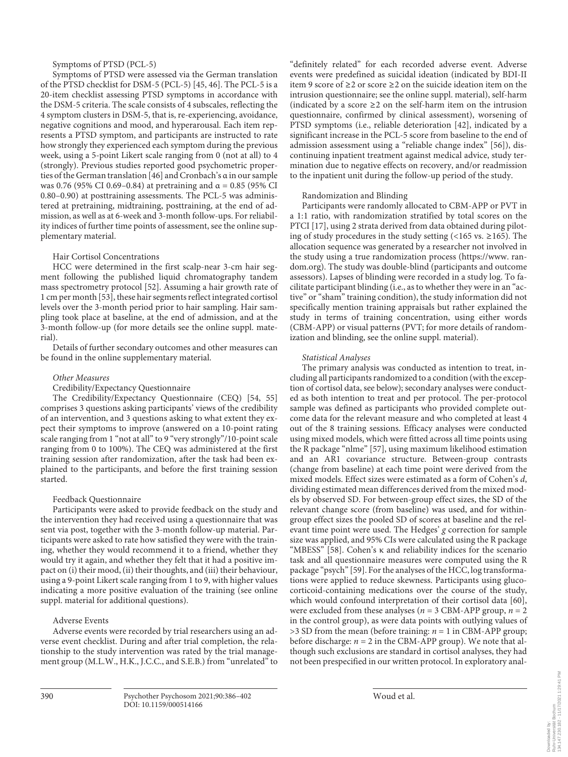Symptoms of PTSD (PCL-5)

Symptoms of PTSD were assessed via the German translation of the PTSD checklist for DSM-5 (PCL-5) [45, 46]. The PCL-5 is a 20-item checklist assessing PTSD symptoms in accordance with the DSM-5 criteria. The scale consists of 4 subscales, reflecting the 4 symptom clusters in DSM-5, that is, re-experiencing, avoidance, negative cognitions and mood, and hyperarousal. Each item represents a PTSD symptom, and participants are instructed to rate how strongly they experienced each symptom during the previous week, using a 5-point Likert scale ranging from 0 (not at all) to 4 (strongly). Previous studies reported good psychometric properties of the German translation [46] and Cronbach's α in our sample was 0.76 (95% CI 0.69–0.84) at pretraining and α = 0.85 (95% CI 0.80–0.90) at posttraining assessments. The PCL-5 was administered at pretraining, midtraining, posttraining, at the end of admission, as well as at 6-week and 3-month follow-ups. For reliability indices of further time points of assessment, see the online supplementary material.

Hair Cortisol Concentrations

HCC were determined in the first scalp-near 3-cm hair segment following the published liquid chromatography tandem mass spectrometry protocol [52]. Assuming a hair growth rate of 1 cm per month [53], these hair segments reflect integrated cortisol levels over the 3-month period prior to hair sampling. Hair sampling took place at baseline, at the end of admission, and at the 3-month follow-up (for more details see the online suppl. material).

Details of further secondary outcomes and other measures can be found in the online supplementary material.

*Other Measures*

Credibility/Expectancy Questionnaire

The Credibility/Expectancy Questionnaire (CEQ) [54, 55] comprises 3 questions asking participants' views of the credibility of an intervention, and 3 questions asking to what extent they expect their symptoms to improve (answered on a 10-point rating scale ranging from 1 "not at all" to 9 "very strongly"/10-point scale ranging from 0 to 100%). The CEQ was administered at the first training session after randomization, after the task had been explained to the participants, and before the first training session started.

Feedback Questionnaire

Participants were asked to provide feedback on the study and the intervention they had received using a questionnaire that was sent via post, together with the 3-month follow-up material. Participants were asked to rate how satisfied they were with the training, whether they would recommend it to a friend, whether they would try it again, and whether they felt that it had a positive impact on (i) their mood, (ii) their thoughts, and (iii) their behaviour, using a 9-point Likert scale ranging from 1 to 9, with higher values indicating a more positive evaluation of the training (see online suppl. material for additional questions).

Adverse Events

Adverse events were recorded by trial researchers using an adverse event checklist. During and after trial completion, the relationship to the study intervention was rated by the trial management group (M.L.W., H.K., J.C.C., and S.E.B.) from "unrelated" to "definitely related" for each recorded adverse event. Adverse events were predefined as suicidal ideation (indicated by BDI-II item 9 score of ≥2 or score ≥2 on the suicide ideation item on the intrusion questionnaire; see the online suppl. material), self-harm (indicated by a score ≥2 on the self-harm item on the intrusion questionnaire, confirmed by clinical assessment), worsening of PTSD symptoms (i.e., reliable deterioration [42], indicated by a significant increase in the PCL-5 score from baseline to the end of admission assessment using a "reliable change index" [56]), discontinuing inpatient treatment against medical advice, study termination due to negative effects on recovery, and/or readmission to the inpatient unit during the follow-up period of the study.

Randomization and Blinding

Participants were randomly allocated to CBM-APP or PVT in a 1:1 ratio, with randomization stratified by total scores on the PTCI [17], using 2 strata derived from data obtained during piloting of study procedures in the study setting (<165 vs. ≥165). The allocation sequence was generated by a researcher not involved in the study using a true randomization process (https://www.random.org). The study was double-blind (participants and outcome assessors). Lapses of blinding were recorded in a study log. To facilitate participant blinding (i.e., as to whether they were in an "active" or "sham" training condition), the study information did not specifically mention training appraisals but rather explained the study in terms of training concentration, using either words (CBM-APP) or visual patterns (PVT; for more details of randomization and blinding, see the online suppl. material).

*Statistical Analyses*

The primary analysis was conducted as intention to treat, including all participants randomized to a condition (with the exception of cortisol data, see below); secondary analyses were conducted as both intention to treat and per protocol. The per-protocol sample was defined as participants who provided complete outcome data for the relevant measure and who completed at least 4 out of the 8 training sessions. Efficacy analyses were conducted using mixed models, which were fitted across all time points using the R package "nlme" [57], using maximum likelihood estimation and an AR1 covariance structure. Between-group contrasts (change from baseline) at each time point were derived from the mixed models. Effect sizes were estimated as a form of Cohen's *d*, dividing estimated mean differences derived from the mixed models by observed SD. For between-group effect sizes, the SD of the relevant change score (from baseline) was used, and for within-group effect sizes the pooled SD of scores at baseline and the relevant time point were used. The Hedges' *g* correction for sample size was applied, and 95% CIs were calculated using the R package "MBESS" [58]. Cohen's κ and reliability indices for the scenario task and all questionnaire measures were computed using the R package "psych" [59]. For the analyses of the HCC, log transformations were applied to reduce skewness. Participants using glucocorticoid-containing medications over the course of the study, which would confound interpretation of their cortisol data [60], were excluded from these analyses ($n$ = 3 CBM-APP group, $n$ = 2 in the control group), as were data points with outlying values of >3 SD from the mean (before training: $n$ = 1 in CBM-APP group; before discharge: $n$ = 2 in the CBM-APP group). We note that although such exclusions are standard in cortisol analyses, they had not been prespecified in our written protocol. In exploratory anal-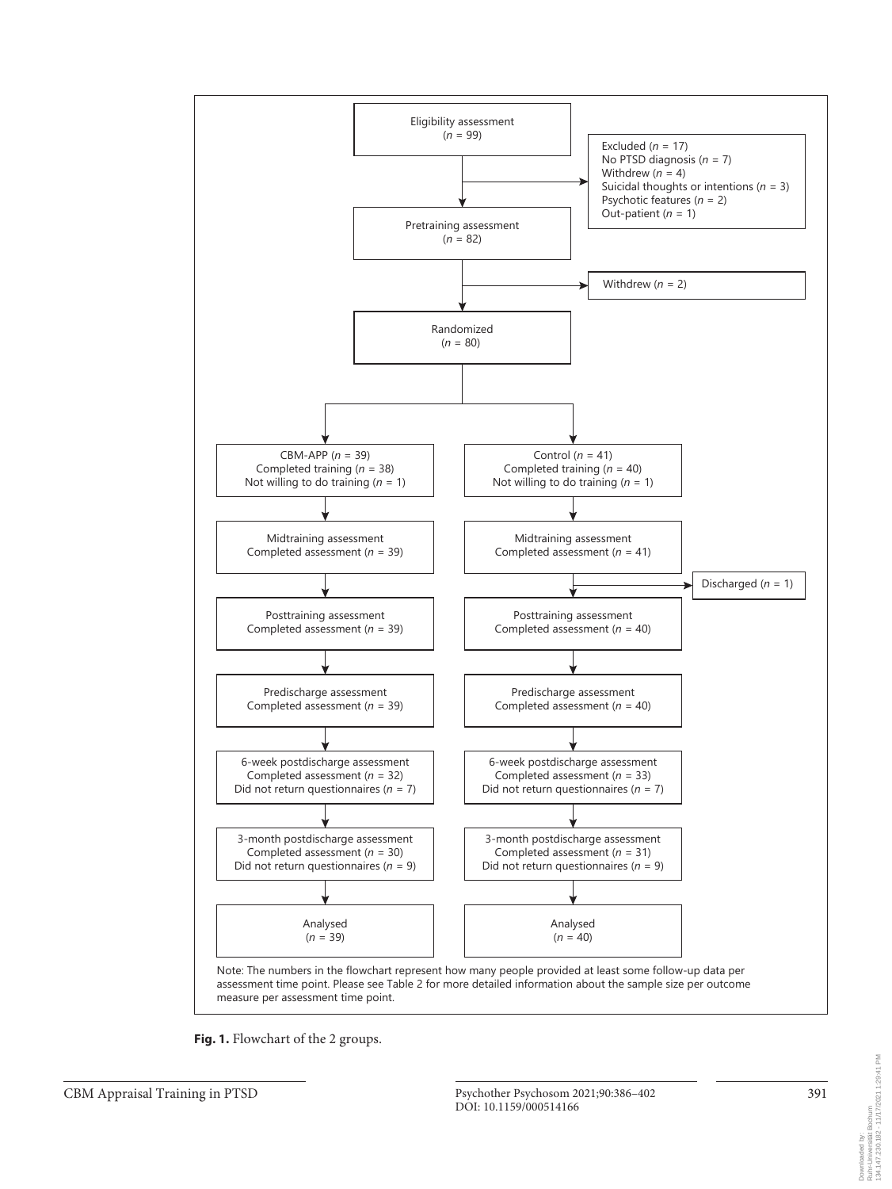Eligibility assessment
($n$ = 99)

Excluded ($n$ = 17)
No PTSD diagnosis ($n$ = 7)
Withdrew ($n$ = 4)
Suicidal thoughts or intentions ($n$ = 3)
Psychotic features ($n$ = 2)
Out-patient ($n$ = 1)

Pretraining assessment
($n$ = 82)

Withdrew ($n$ = 2)

Randomized
($n$ = 80)

| CBM-APP | Control |
|---|---|
| CBM-APP ($n$ = 39)<br>Completed training ($n$ = 38)<br>Not willing to do training ($n$ = 1) | Control ($n$ = 41)<br>Completed training ($n$ = 40)<br>Not willing to do training ($n$ = 1) |
| Midtraining assessment<br>Completed assessment ($n$ = 39) | Midtraining assessment<br>Completed assessment ($n$ = 41) |
| | Discharged ($n$ = 1) |
| Posttraining assessment<br>Completed assessment ($n$ = 39) | Posttraining assessment<br>Completed assessment ($n$ = 40) |
| Predischarge assessment<br>Completed assessment ($n$ = 39) | Predischarge assessment<br>Completed assessment ($n$ = 40) |
| 6-week postdischarge assessment<br>Completed assessment ($n$ = 32)<br>Did not return questionnaires ($n$ = 7) | 6-week postdischarge assessment<br>Completed assessment ($n$ = 33)<br>Did not return questionnaires ($n$ = 7) |
| 3-month postdischarge assessment<br>Completed assessment ($n$ = 30)<br>Did not return questionnaires ($n$ = 9) | 3-month postdischarge assessment<br>Completed assessment ($n$ = 31)<br>Did not return questionnaires ($n$ = 9) |
| Analysed<br>($n$ = 39) | Analysed<br>($n$ = 40) |

Note: The numbers in the flowchart represent how many people provided at least some follow-up data per assessment time point. Please see Table 2 for more detailed information about the sample size per outcome measure per assessment time point.

**Fig. 1.** Flowchart of the 2 groups.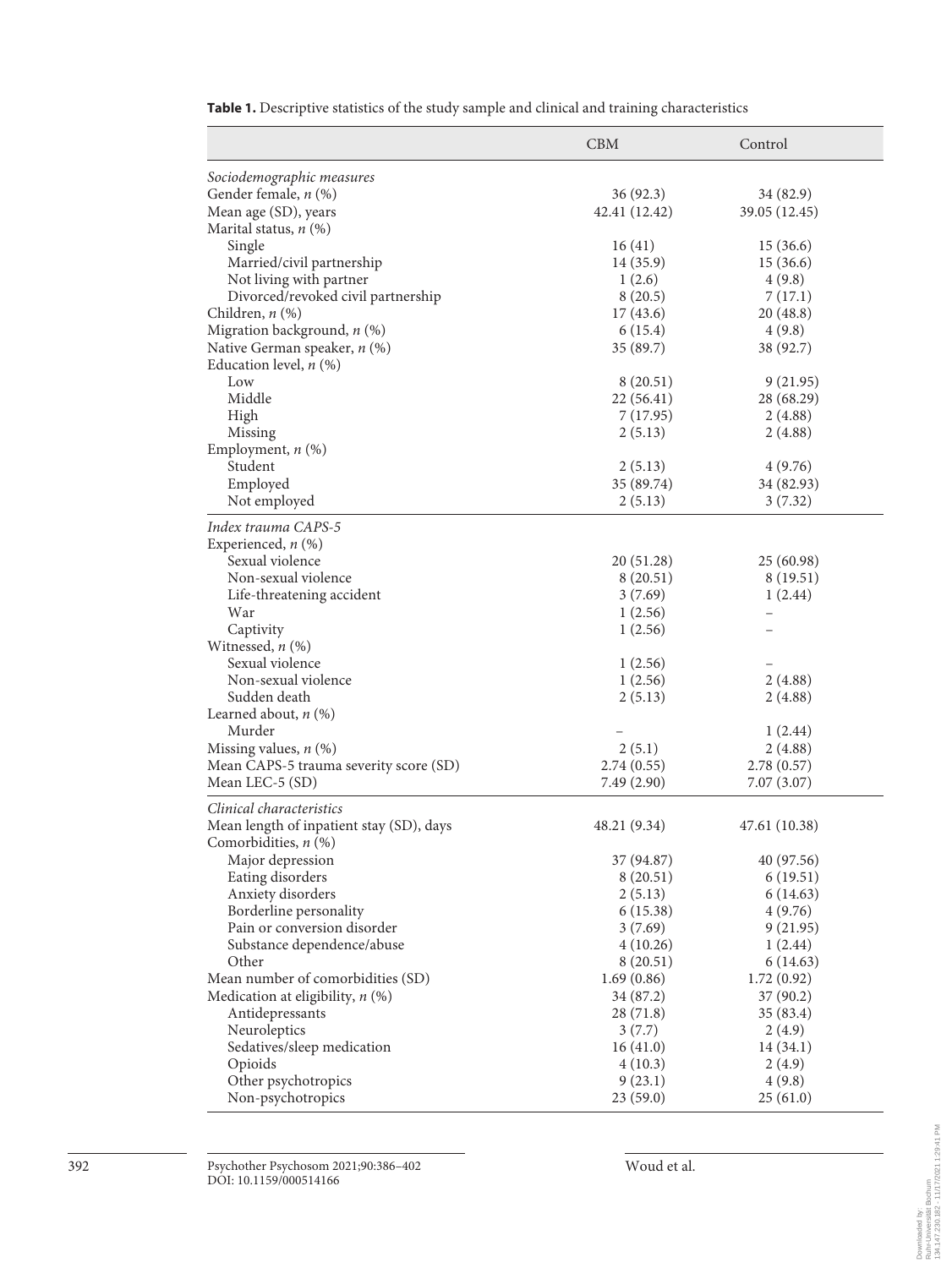**Table 1.** Descriptive statistics of the study sample and clinical and training characteristics

| | CBM | Control |
|---|---|---|
| *Sociodemographic measures* | | |
| Gender female, *n* (%) | 36 (92.3) | 34 (82.9) |
| Mean age (SD), years | 42.41 (12.42) | 39.05 (12.45) |
| Marital status, *n* (%) | | |
| Single | 16 (41) | 15 (36.6) |
| Married/civil partnership | 14 (35.9) | 15 (36.6) |
| Not living with partner | 1 (2.6) | 4 (9.8) |
| Divorced/revoked civil partnership | 8 (20.5) | 7 (17.1) |
| Children, *n* (%) | 17 (43.6) | 20 (48.8) |
| Migration background, *n* (%) | 6 (15.4) | 4 (9.8) |
| Native German speaker, *n* (%) | 35 (89.7) | 38 (92.7) |
| Education level, *n* (%) | | |
| Low | 8 (20.51) | 9 (21.95) |
| Middle | 22 (56.41) | 28 (68.29) |
| High | 7 (17.95) | 2 (4.88) |
| Missing | 2 (5.13) | 2 (4.88) |
| Employment, *n* (%) | | |
| Student | 2 (5.13) | 4 (9.76) |
| Employed | 35 (89.74) | 34 (82.93) |
| Not employed | 2 (5.13) | 3 (7.32) |
| *Index trauma CAPS-5* | | |
| Experienced, *n* (%) | | |
| Sexual violence | 20 (51.28) | 25 (60.98) |
| Non-sexual violence | 8 (20.51) | 8 (19.51) |
| Life-threatening accident | 3 (7.69) | 1 (2.44) |
| War | 1 (2.56) | – |
| Captivity | 1 (2.56) | – |
| Witnessed, *n* (%) | | |
| Sexual violence | 1 (2.56) | – |
| Non-sexual violence | 1 (2.56) | 2 (4.88) |
| Sudden death | 2 (5.13) | 2 (4.88) |
| Learned about, *n* (%) | | |
| Murder | – | 1 (2.44) |
| Missing values, *n* (%) | 2 (5.1) | 2 (4.88) |
| Mean CAPS-5 trauma severity score (SD) | 2.74 (0.55) | 2.78 (0.57) |
| Mean LEC-5 (SD) | 7.49 (2.90) | 7.07 (3.07) |
| *Clinical characteristics* | | |
| Mean length of inpatient stay (SD), days | 48.21 (9.34) | 47.61 (10.38) |
| Comorbidities, *n* (%) | | |
| Major depression | 37 (94.87) | 40 (97.56) |
| Eating disorders | 8 (20.51) | 6 (19.51) |
| Anxiety disorders | 2 (5.13) | 6 (14.63) |
| Borderline personality | 6 (15.38) | 4 (9.76) |
| Pain or conversion disorder | 3 (7.69) | 9 (21.95) |
| Substance dependence/abuse | 4 (10.26) | 1 (2.44) |
| Other | 8 (20.51) | 6 (14.63) |
| Mean number of comorbidities (SD) | 1.69 (0.86) | 1.72 (0.92) |
| Medication at eligibility, *n* (%) | 34 (87.2) | 37 (90.2) |
| Antidepressants | 28 (71.8) | 35 (83.4) |
| Neuroleptics | 3 (7.7) | 2 (4.9) |
| Sedatives/sleep medication | 16 (41.0) | 14 (34.1) |
| Opioids | 4 (10.3) | 2 (4.9) |
| Other psychotropics | 9 (23.1) | 4 (9.8) |
| Non-psychotropics | 23 (59.0) | 25 (61.0) |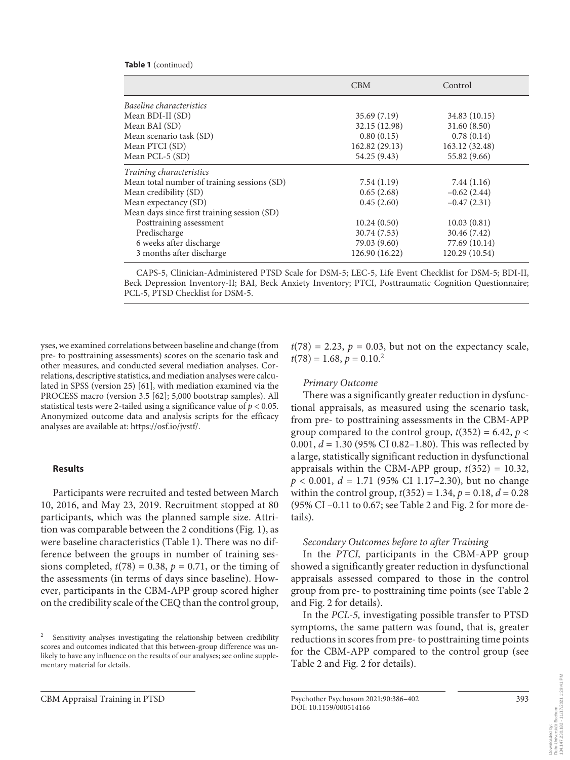**Table 1** (continued)

| | CBM | Control |
|---|---|---|
| *Baseline characteristics* | | |
| Mean BDI-II (SD) | 35.69 (7.19) | 34.83 (10.15) |
| Mean BAI (SD) | 32.15 (12.98) | 31.60 (8.50) |
| Mean scenario task (SD) | 0.80 (0.15) | 0.78 (0.14) |
| Mean PTCI (SD) | 162.82 (29.13) | 163.12 (32.48) |
| Mean PCL-5 (SD) | 54.25 (9.43) | 55.82 (9.66) |
| *Training characteristics* | | |
| Mean total number of training sessions (SD) | 7.54 (1.19) | 7.44 (1.16) |
| Mean credibility (SD) | 0.65 (2.68) | −0.62 (2.44) |
| Mean expectancy (SD) | 0.45 (2.60) | −0.47 (2.31) |
| Mean days since first training session (SD) | | |
| Posttraining assessment | 10.24 (0.50) | 10.03 (0.81) |
| Predischarge | 30.74 (7.53) | 30.46 (7.42) |
| 6 weeks after discharge | 79.03 (9.60) | 77.69 (10.14) |
| 3 months after discharge | 126.90 (16.22) | 120.29 (10.54) |

CAPS-5, Clinician-Administered PTSD Scale for DSM-5; LEC-5, Life Event Checklist for DSM-5; BDI-II, Beck Depression Inventory-II; BAI, Beck Anxiety Inventory; PTCI, Posttraumatic Cognition Questionnaire; PCL-5, PTSD Checklist for DSM-5.

yses, we examined correlations between baseline and change (from pre- to posttraining assessments) scores on the scenario task and other measures, and conducted several mediation analyses. Correlations, descriptive statistics, and mediation analyses were calculated in SPSS (version 25) [61], with mediation examined via the PROCESS macro (version 3.5 [62]; 5,000 bootstrap samples). All statistical tests were 2-tailed using a significance value of $p < 0.05$. Anonymized outcome data and analysis scripts for the efficacy analyses are available at: https://osf.io/jvstf/.

## Results

Participants were recruited and tested between March 10, 2016, and May 23, 2019. Recruitment stopped at 80 participants, which was the planned sample size. Attrition was comparable between the 2 conditions (Fig. 1), as were baseline characteristics (Table 1). There was no difference between the groups in number of training sessions completed, $t(78) = 0.38$, $p = 0.71$, or the timing of the assessments (in terms of days since baseline). However, participants in the CBM-APP group scored higher on the credibility scale of the CEQ than the control group, $t(78) = 2.23$, $p = 0.03$, but not on the expectancy scale, $t(78) = 1.68$, $p = 0.10$.[2]

### *Primary Outcome*

There was a significantly greater reduction in dysfunctional appraisals, as measured using the scenario task, from pre- to posttraining assessments in the CBM-APP group compared to the control group, $t(352) = 6.42$, $p < 0.001$, $d = 1.30$ (95% CI 0.82–1.80). This was reflected by a large, statistically significant reduction in dysfunctional appraisals within the CBM-APP group, $t(352) = 10.32$, $p < 0.001$, $d = 1.71$ (95% CI 1.17–2.30), but no change within the control group, $t(352) = 1.34$, $p = 0.18$, $d = 0.28$ (95% CI −0.11 to 0.67; see Table 2 and Fig. 2 for more details).

### *Secondary Outcomes before to after Training*

In the *PTCI,* participants in the CBM-APP group showed a significantly greater reduction in dysfunctional appraisals assessed compared to those in the control group from pre- to posttraining time points (see Table 2 and Fig. 2 for details).

In the *PCL-5,* investigating possible transfer to PTSD symptoms, the same pattern was found, that is, greater reductions in scores from pre- to posttraining time points for the CBM-APP compared to the control group (see Table 2 and Fig. 2 for details).

[2] Sensitivity analyses investigating the relationship between credibility scores and outcomes indicated that this between-group difference was unlikely to have any influence on the results of our analyses; see online supplementary material for details.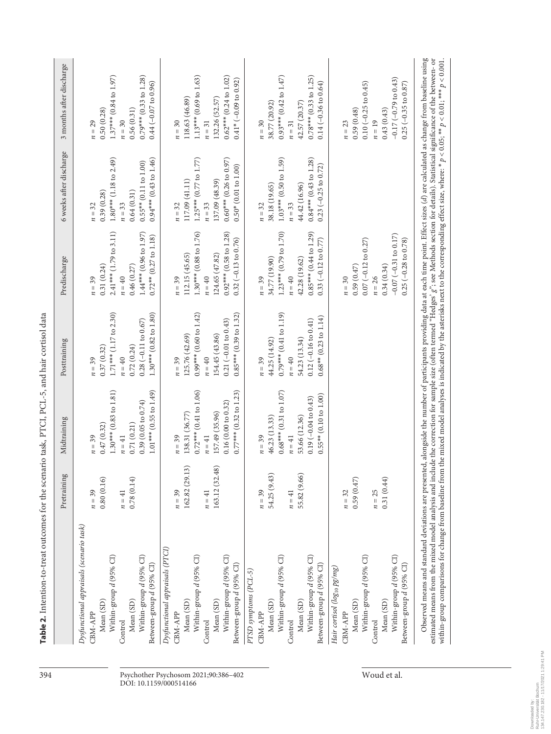**Table 2.** Intention-to-treat outcomes for the scenario task, PTCI, PCL-5, and hair cortisol data

| | Pretraining | Midtraining | Posttraining | Predischarge | 6 weeks after discharge | 3 months after discharge |
|---|---|---|---|---|---|---|
| *Dysfunctional appraisals (scenario task)* | | | | | | |
| CBM-APP | $n = 39$ | $n = 39$ | $n = 39$ | $n = 39$ | $n = 32$ | $n = 29$ |
| Mean (SD) | 0.80 (0.16) | 0.47 (0.32) | 0.37 (0.32) | 0.31 (0.24) | 0.39 (0.28) | 0.50 (0.28) |
| Within-group *d* (95% CI) | | 1.30*** (0.83 to 1.81) | 1.71*** (1.17 to 2.30) | 2.41*** (1.79 to 3.11) | 1.80*** (1.18 to 2.49) | 1.37*** (0.84 to 1.97) |
| Control | $n = 41$ | $n = 41$ | $n = 40$ | $n = 40$ | $n = 33$ | $n = 30$ |
| Mean (SD) | 0.78 (0.14) | 0.71 (0.21) | 0.72 (0.24) | 0.46 (0.27) | 0.64 (0.31) | 0.56 (0.31) |
| Within-group *d* (95% CI) | | 0.39 (0.05 to 0.74) | 0.28 (–0.11 to 0.67) | 1.44*** (0.96 to 1.97) | 0.55** (0.11 to 1.00) | 0.79*** (0.33 to 1.28) |
| Between-group *d* (95% CI) | | 1.01*** (0.55 to 1.49) | 1.30*** (0.82 to 1.80) | 0.72** (0.27 to 1.18) | 0.94*** (0.43 to 1.46) | 0.44 (–0.07 to 0.96) |
| *Dysfunctional appraisals (PTCI)* | | | | | | |
| CBM-APP | $n = 39$ | $n = 39$ | $n = 39$ | $n = 39$ | $n = 32$ | $n = 30$ |
| Mean (SD) | 162.82 (29.13) | 138.31 (36.77) | 125.76 (42.69) | 112.15 (45.65) | 117.09 (41.11) | 118.63 (46.89) |
| Within-group *d* (95% CI) | | 0.72*** (0.41 to 1.06) | 0.99*** (0.60 to 1.42) | 1.30*** (0.88 to 1.76) | 1.25*** (0.77 to 1.77) | 1.13*** (0.69 to 1.63) |
| Control | $n = 41$ | $n = 41$ | $n = 40$ | $n = 40$ | $n = 33$ | $n = 31$ |
| Mean (SD) | 163.12 (32.48) | 157.49 (35.96) | 154.45 (43.86) | 124.65 (47.82) | 137.09 (48.39) | 132.26 (52.57) |
| Within-group *d* (95% CI) | | 0.16 (0.00 to 0.32) | 0.21 (–0.01 to 0.43) | 0.92*** (0.58 to 1.28) | 0.60*** (0.26 to 0.97) | 0.62*** (0.24 to 1.02) |
| Between-group *d* (95% CI) | | 0.77*** (0.32 to 1.23) | 0.85*** (0.39 to 1.32) | 0.32 (–0.13 to 0.76) | 0.50* (0.01 to 1.00) | 0.41* (–0.09 to 0.92) |
| *PTSD symptoms (PCL-5)* | | | | | | |
| CBM-APP | $n = 39$ | $n = 39$ | $n = 39$ | $n = 39$ | $n = 32$ | $n = 30$ |
| Mean (SD) | 54.25 (9.43) | 46.23 (13.33) | 44.25 (14.92) | 34.77 (19.90) | 38.18 (19.65) | 38.77 (20.92) |
| Within-group *d* (95% CI) | | 0.68*** (0.31 to 1.07) | 0.79*** (0.41 to 1.19) | 1.23*** (0.79 to 1.70) | 1.03*** (0.50 to 1.59) | 0.93*** (0.42 to 1.47) |
| Control | $n = 41$ | $n = 41$ | $n = 40$ | $n = 40$ | $n = 33$ | $n = 31$ |
| Mean (SD) | 55.82 (9.66) | 53.66 (12.36) | 54.23 (13.34) | 42.28 (19.62) | 44.42 (16.96) | 42.57 (20.37) |
| Within-group *d* (95% CI) | | 0.19 (–0.04 to 0.43) | 0.12 (–0.16 to 0.41) | 0.85*** (0.44 to 1.29) | 0.84*** (0.43 to 1.28) | 0.78*** (0.33 to 1.25) |
| Between-group *d* (95% CI) | | 0.55** (0.10 to 1.00) | 0.68** (0.23 to 1.14) | 0.33 (–0.12 to 0.77) | 0.23 (–0.25 to 0.72) | 0.14 (–0.36 to 0.64) |
| *Hair cortisol ($log_{10}$ pg/mg)* | | | | | | |
| CBM-APP | $n = 32$ | | | $n = 30$ | | $n = 23$ |
| Mean (SD) | 0.59 (0.47) | | | 0.59 (0.47) | | 0.59 (0.48) |
| Within-group *d* (95% CI) | | | | 0.07 (–0.12 to 0.27) | | 0.10 (–0.25 to 0.45) |
| Control | $n = 25$ | | | $n = 26$ | | $n = 19$ |
| Mean (SD) | 0.31 (0.44) | | | 0.34 (0.34) | | 0.43 (0.43) |
| Within-group *d* (95% CI) | | | | –0.07 (–0.31 to 0.17) | | –0.17 (–0.79 to 0.43) |
| Between-group *d* (95% CI) | | | | 0.25 (–0.28 to 0.78) | | 0.25 (–0.35 to 0.87) |

Observed means and standard deviations are presented, alongside the number of participants providing data at each time point. Effect sizes (*d*) are calculated as change from baseline using estimated means from the mixed model analysis and include the correction for sample size (often termed "Hedges' *g*"; see Methods section for details). Statistical significance of the between- or within-group comparisons for change from baseline from the mixed model analyses is indicated by the asterisks next to the corresponding effect size, where: * $p < 0.05$; ** $p < 0.01$; *** $p < 0.001$.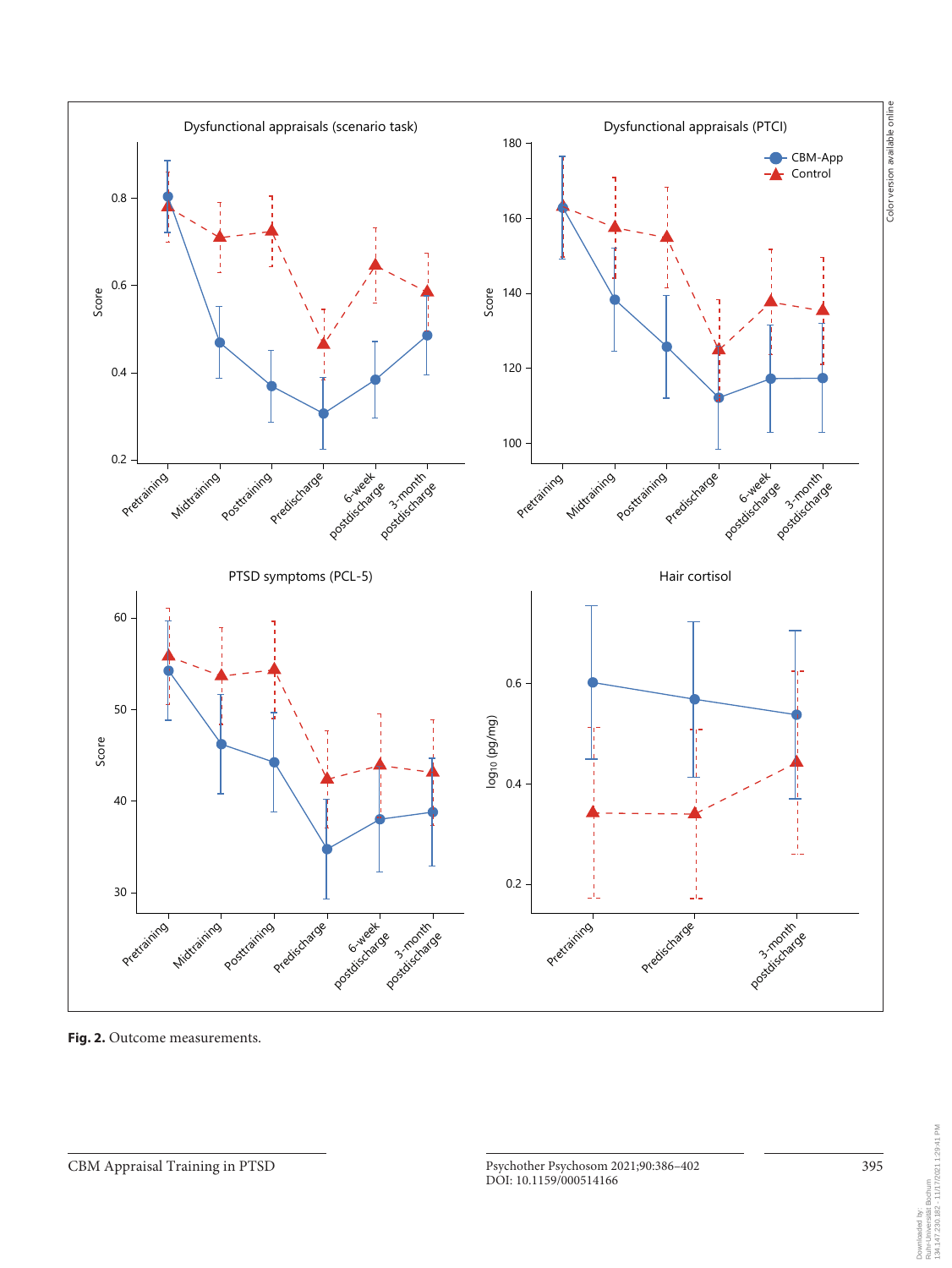**Fig. 2.** Outcome measurements.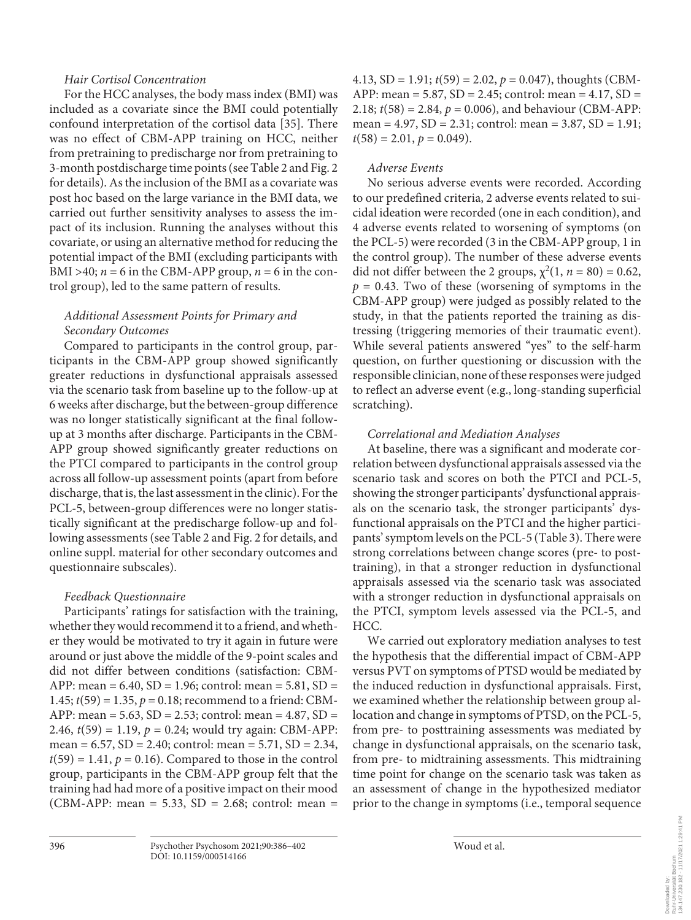### *Hair Cortisol Concentration*

For the HCC analyses, the body mass index (BMI) was included as a covariate since the BMI could potentially confound interpretation of the cortisol data [35]. There was no effect of CBM-APP training on HCC, neither from pretraining to predischarge nor from pretraining to 3-month postdischarge time points (see Table 2 and Fig. 2 for details). As the inclusion of the BMI as a covariate was post hoc based on the large variance in the BMI data, we carried out further sensitivity analyses to assess the impact of its inclusion. Running the analyses without this covariate, or using an alternative method for reducing the potential impact of the BMI (excluding participants with BMI >40; $n = 6$ in the CBM-APP group, $n = 6$ in the control group), led to the same pattern of results.

### *Additional Assessment Points for Primary and Secondary Outcomes*

Compared to participants in the control group, participants in the CBM-APP group showed significantly greater reductions in dysfunctional appraisals assessed via the scenario task from baseline up to the follow-up at 6 weeks after discharge, but the between-group difference was no longer statistically significant at the final follow-up at 3 months after discharge. Participants in the CBM-APP group showed significantly greater reductions on the PTCI compared to participants in the control group across all follow-up assessment points (apart from before discharge, that is, the last assessment in the clinic). For the PCL-5, between-group differences were no longer statistically significant at the predischarge follow-up and following assessments (see Table 2 and Fig. 2 for details, and online suppl. material for other secondary outcomes and questionnaire subscales).

### *Feedback Questionnaire*

Participants' ratings for satisfaction with the training, whether they would recommend it to a friend, and whether they would be motivated to try it again in future were around or just above the middle of the 9-point scales and did not differ between conditions (satisfaction: CBM-APP: mean = 6.40, SD = 1.96; control: mean = 5.81, SD = 1.45; $t(59) = 1.35$, $p = 0.18$; recommend to a friend: CBM-APP: mean = 5.63, SD = 2.53; control: mean = 4.87, SD = 2.46, $t(59) = 1.19$, $p = 0.24$; would try again: CBM-APP: mean = 6.57, SD = 2.40; control: mean = 5.71, SD = 2.34, $t(59) = 1.41$, $p = 0.16$). Compared to those in the control group, participants in the CBM-APP group felt that the training had had more of a positive impact on their mood (CBM-APP: mean = 5.33, SD = 2.68; control: mean = 4.13, SD = 1.91; $t(59) = 2.02$, $p = 0.047$), thoughts (CBM-APP: mean = 5.87, SD = 2.45; control: mean = 4.17, SD = 2.18; $t(58) = 2.84$, $p = 0.006$), and behaviour (CBM-APP: mean = 4.97, SD = 2.31; control: mean = 3.87, SD = 1.91; $t(58) = 2.01$, $p = 0.049$).

### *Adverse Events*

No serious adverse events were recorded. According to our predefined criteria, 2 adverse events related to suicidal ideation were recorded (one in each condition), and 4 adverse events related to worsening of symptoms (on the PCL-5) were recorded (3 in the CBM-APP group, 1 in the control group). The number of these adverse events did not differ between the 2 groups, $\chi^2(1, n = 80) = 0.62$, $p = 0.43$. Two of these (worsening of symptoms in the CBM-APP group) were judged as possibly related to the study, in that the patients reported the training as distressing (triggering memories of their traumatic event). While several patients answered "yes" to the self-harm question, on further questioning or discussion with the responsible clinician, none of these responses were judged to reflect an adverse event (e.g., long-standing superficial scratching).

### *Correlational and Mediation Analyses*

At baseline, there was a significant and moderate correlation between dysfunctional appraisals assessed via the scenario task and scores on both the PTCI and PCL-5, showing the stronger participants' dysfunctional appraisals on the scenario task, the stronger participants' dysfunctional appraisals on the PTCI and the higher participants' symptom levels on the PCL-5 (Table 3). There were strong correlations between change scores (pre- to posttraining), in that a stronger reduction in dysfunctional appraisals assessed via the scenario task was associated with a stronger reduction in dysfunctional appraisals on the PTCI, symptom levels assessed via the PCL-5, and HCC.

We carried out exploratory mediation analyses to test the hypothesis that the differential impact of CBM-APP versus PVT on symptoms of PTSD would be mediated by the induced reduction in dysfunctional appraisals. First, we examined whether the relationship between group allocation and change in symptoms of PTSD, on the PCL-5, from pre- to posttraining assessments was mediated by change in dysfunctional appraisals, on the scenario task, from pre- to midtraining assessments. This midtraining time point for change on the scenario task was taken as an assessment of change in the hypothesized mediator prior to the change in symptoms (i.e., temporal sequence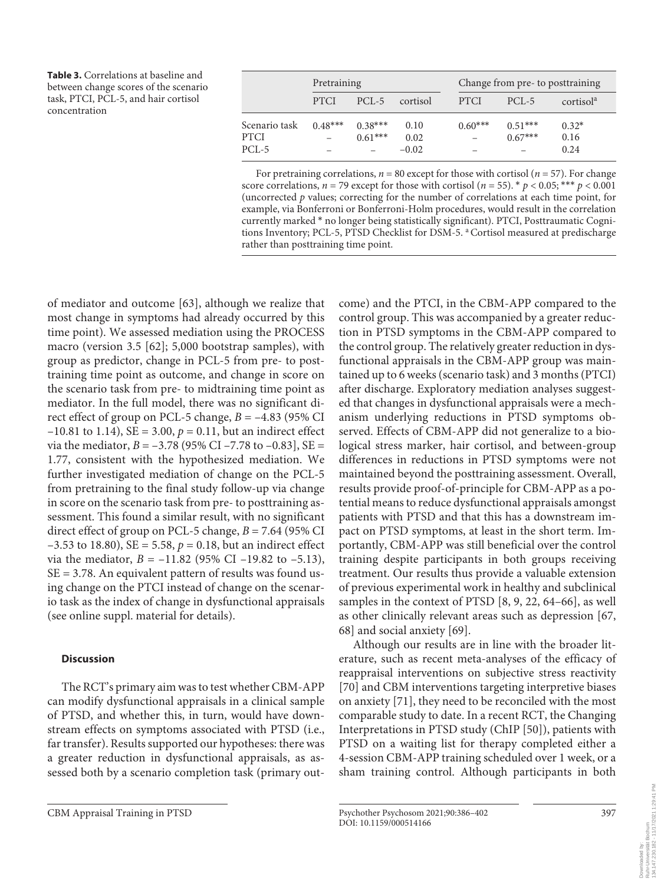**Table 3.** Correlations at baseline and between change scores of the scenario task, PTCI, PCL-5, and hair cortisol concentration

| | Pretraining | | | Change from pre- to posttraining | | |
|---|---|---|---|---|---|---|
| | PTCI | PCL-5 | cortisol | PTCI | PCL-5 | cortisol[a] |
| Scenario task | 0.48*** | 0.38*** | 0.10 | 0.60*** | 0.51*** | 0.32* |
| PTCI | – | 0.61*** | 0.02 | – | 0.67*** | 0.16 |
| PCL-5 | – | – | –0.02 | – | – | 0.24 |

For pretraining correlations, $n = 80$ except for those with cortisol ($n = 57$). For change score correlations, $n = 79$ except for those with cortisol ($n = 55$). * $p < 0.05$; *** $p < 0.001$ (uncorrected $p$ values; correcting for the number of correlations at each time point, for example, via Bonferroni or Bonferroni-Holm procedures, would result in the correlation currently marked * no longer being statistically significant). PTCI, Posttraumatic Cognitions Inventory; PCL-5, PTSD Checklist for DSM-5. [a] Cortisol measured at predischarge rather than posttraining time point.

of mediator and outcome [63], although we realize that most change in symptoms had already occurred by this time point). We assessed mediation using the PROCESS macro (version 3.5 [62]; 5,000 bootstrap samples), with group as predictor, change in PCL-5 from pre- to posttraining time point as outcome, and change in score on the scenario task from pre- to midtraining time point as mediator. In the full model, there was no significant direct effect of group on PCL-5 change, $B = -4.83$ (95% CI −10.81 to 1.14), SE = 3.00, $p = 0.11$, but an indirect effect via the mediator, $B = -3.78$ (95% CI −7.78 to −0.83], SE = 1.77, consistent with the hypothesized mediation. We further investigated mediation of change on the PCL-5 from pretraining to the final study follow-up via change in score on the scenario task from pre- to posttraining assessment. This found a similar result, with no significant direct effect of group on PCL-5 change, $B = 7.64$ (95% CI −3.53 to 18.80), SE = 5.58, $p = 0.18$, but an indirect effect via the mediator, $B = -11.82$ (95% CI −19.82 to −5.13), SE = 3.78. An equivalent pattern of results was found using change on the PTCI instead of change on the scenario task as the index of change in dysfunctional appraisals (see online suppl. material for details).

## Discussion

The RCT's primary aim was to test whether CBM-APP can modify dysfunctional appraisals in a clinical sample of PTSD, and whether this, in turn, would have downstream effects on symptoms associated with PTSD (i.e., far transfer). Results supported our hypotheses: there was a greater reduction in dysfunctional appraisals, as assessed both by a scenario completion task (primary outcome) and the PTCI, in the CBM-APP compared to the control group. This was accompanied by a greater reduction in PTSD symptoms in the CBM-APP compared to the control group. The relatively greater reduction in dysfunctional appraisals in the CBM-APP group was maintained up to 6 weeks (scenario task) and 3 months (PTCI) after discharge. Exploratory mediation analyses suggested that changes in dysfunctional appraisals were a mechanism underlying reductions in PTSD symptoms observed. Effects of CBM-APP did not generalize to a biological stress marker, hair cortisol, and between-group differences in reductions in PTSD symptoms were not maintained beyond the posttraining assessment. Overall, results provide proof-of-principle for CBM-APP as a potential means to reduce dysfunctional appraisals amongst patients with PTSD and that this has a downstream impact on PTSD symptoms, at least in the short term. Importantly, CBM-APP was still beneficial over the control training despite participants in both groups receiving treatment. Our results thus provide a valuable extension of previous experimental work in healthy and subclinical samples in the context of PTSD [8, 9, 22, 64–66], as well as other clinically relevant areas such as depression [67, 68] and social anxiety [69].

Although our results are in line with the broader literature, such as recent meta-analyses of the efficacy of reappraisal interventions on subjective stress reactivity [70] and CBM interventions targeting interpretive biases on anxiety [71], they need to be reconciled with the most comparable study to date. In a recent RCT, the Changing Interpretations in PTSD study (ChIP [50]), patients with PTSD on a waiting list for therapy completed either a 4-session CBM-APP training scheduled over 1 week, or a sham training control. Although participants in both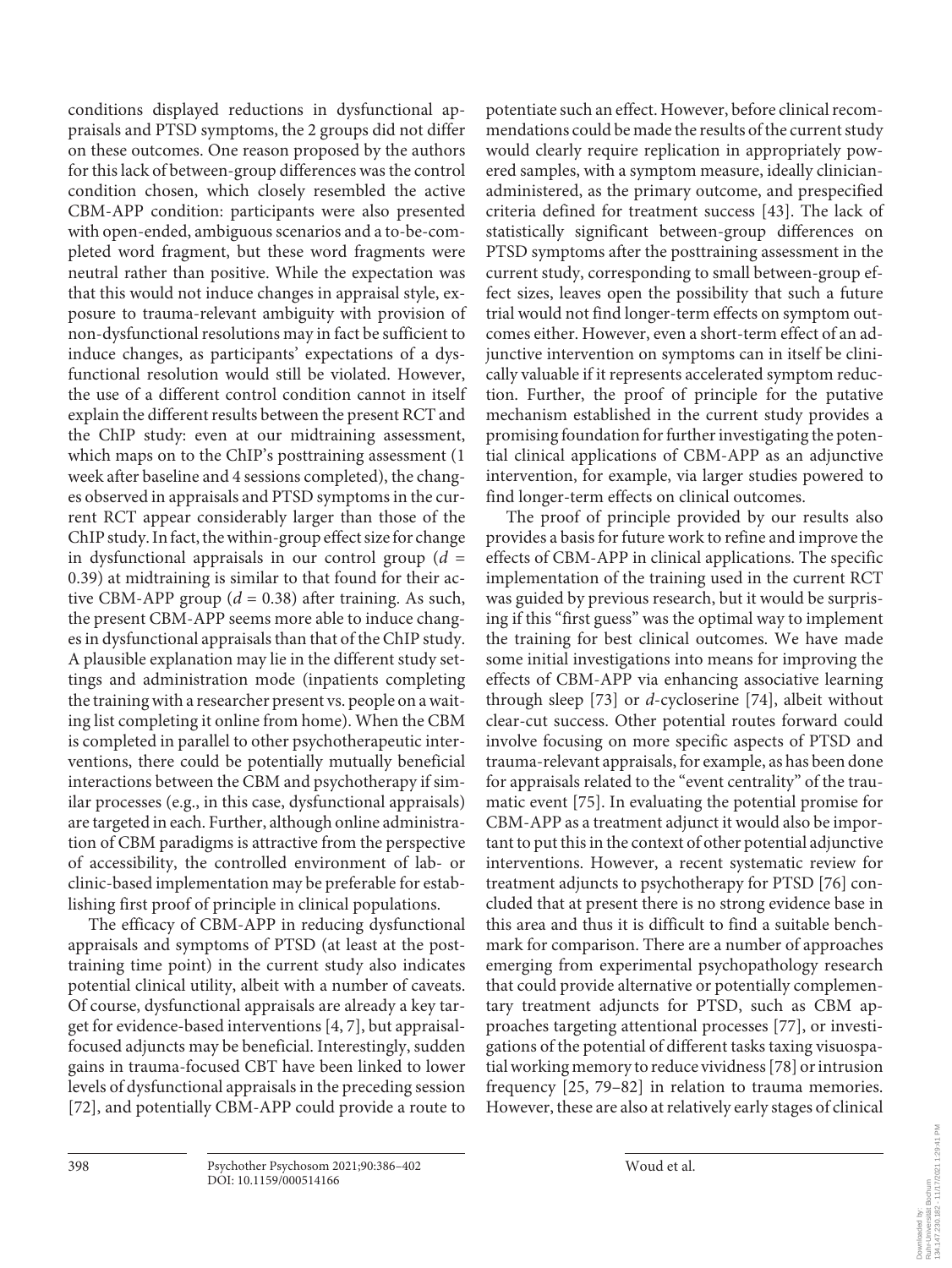conditions displayed reductions in dysfunctional appraisals and PTSD symptoms, the 2 groups did not differ on these outcomes. One reason proposed by the authors for this lack of between-group differences was the control condition chosen, which closely resembled the active CBM-APP condition: participants were also presented with open-ended, ambiguous scenarios and a to-be-completed word fragment, but these word fragments were neutral rather than positive. While the expectation was that this would not induce changes in appraisal style, exposure to trauma-relevant ambiguity with provision of non-dysfunctional resolutions may in fact be sufficient to induce changes, as participants' expectations of a dysfunctional resolution would still be violated. However, the use of a different control condition cannot in itself explain the different results between the present RCT and the ChIP study: even at our midtraining assessment, which maps on to the ChIP's posttraining assessment (1 week after baseline and 4 sessions completed), the changes observed in appraisals and PTSD symptoms in the current RCT appear considerably larger than those of the ChIP study. In fact, the within-group effect size for change in dysfunctional appraisals in our control group ($d$ = 0.39) at midtraining is similar to that found for their active CBM-APP group ($d$ = 0.38) after training. As such, the present CBM-APP seems more able to induce changes in dysfunctional appraisals than that of the ChIP study. A plausible explanation may lie in the different study settings and administration mode (inpatients completing the training with a researcher present vs. people on a waiting list completing it online from home). When the CBM is completed in parallel to other psychotherapeutic interventions, there could be potentially mutually beneficial interactions between the CBM and psychotherapy if similar processes (e.g., in this case, dysfunctional appraisals) are targeted in each. Further, although online administration of CBM paradigms is attractive from the perspective of accessibility, the controlled environment of lab- or clinic-based implementation may be preferable for establishing first proof of principle in clinical populations.

The efficacy of CBM-APP in reducing dysfunctional appraisals and symptoms of PTSD (at least at the posttraining time point) in the current study also indicates potential clinical utility, albeit with a number of caveats. Of course, dysfunctional appraisals are already a key target for evidence-based interventions [4, 7], but appraisal-focused adjuncts may be beneficial. Interestingly, sudden gains in trauma-focused CBT have been linked to lower levels of dysfunctional appraisals in the preceding session [72], and potentially CBM-APP could provide a route to potentiate such an effect. However, before clinical recommendations could be made the results of the current study would clearly require replication in appropriately powered samples, with a symptom measure, ideally clinician-administered, as the primary outcome, and prespecified criteria defined for treatment success [43]. The lack of statistically significant between-group differences on PTSD symptoms after the posttraining assessment in the current study, corresponding to small between-group effect sizes, leaves open the possibility that such a future trial would not find longer-term effects on symptom outcomes either. However, even a short-term effect of an adjunctive intervention on symptoms can in itself be clinically valuable if it represents accelerated symptom reduction. Further, the proof of principle for the putative mechanism established in the current study provides a promising foundation for further investigating the potential clinical applications of CBM-APP as an adjunctive intervention, for example, via larger studies powered to find longer-term effects on clinical outcomes.

The proof of principle provided by our results also provides a basis for future work to refine and improve the effects of CBM-APP in clinical applications. The specific implementation of the training used in the current RCT was guided by previous research, but it would be surprising if this "first guess" was the optimal way to implement the training for best clinical outcomes. We have made some initial investigations into means for improving the effects of CBM-APP via enhancing associative learning through sleep [73] or *d*-cycloserine [74], albeit without clear-cut success. Other potential routes forward could involve focusing on more specific aspects of PTSD and trauma-relevant appraisals, for example, as has been done for appraisals related to the "event centrality" of the traumatic event [75]. In evaluating the potential promise for CBM-APP as a treatment adjunct it would also be important to put this in the context of other potential adjunctive interventions. However, a recent systematic review for treatment adjuncts to psychotherapy for PTSD [76] concluded that at present there is no strong evidence base in this area and thus it is difficult to find a suitable benchmark for comparison. There are a number of approaches emerging from experimental psychopathology research that could provide alternative or potentially complementary treatment adjuncts for PTSD, such as CBM approaches targeting attentional processes [77], or investigations of the potential of different tasks taxing visuospatial working memory to reduce vividness [78] or intrusion frequency [25, 79–82] in relation to trauma memories. However, these are also at relatively early stages of clinical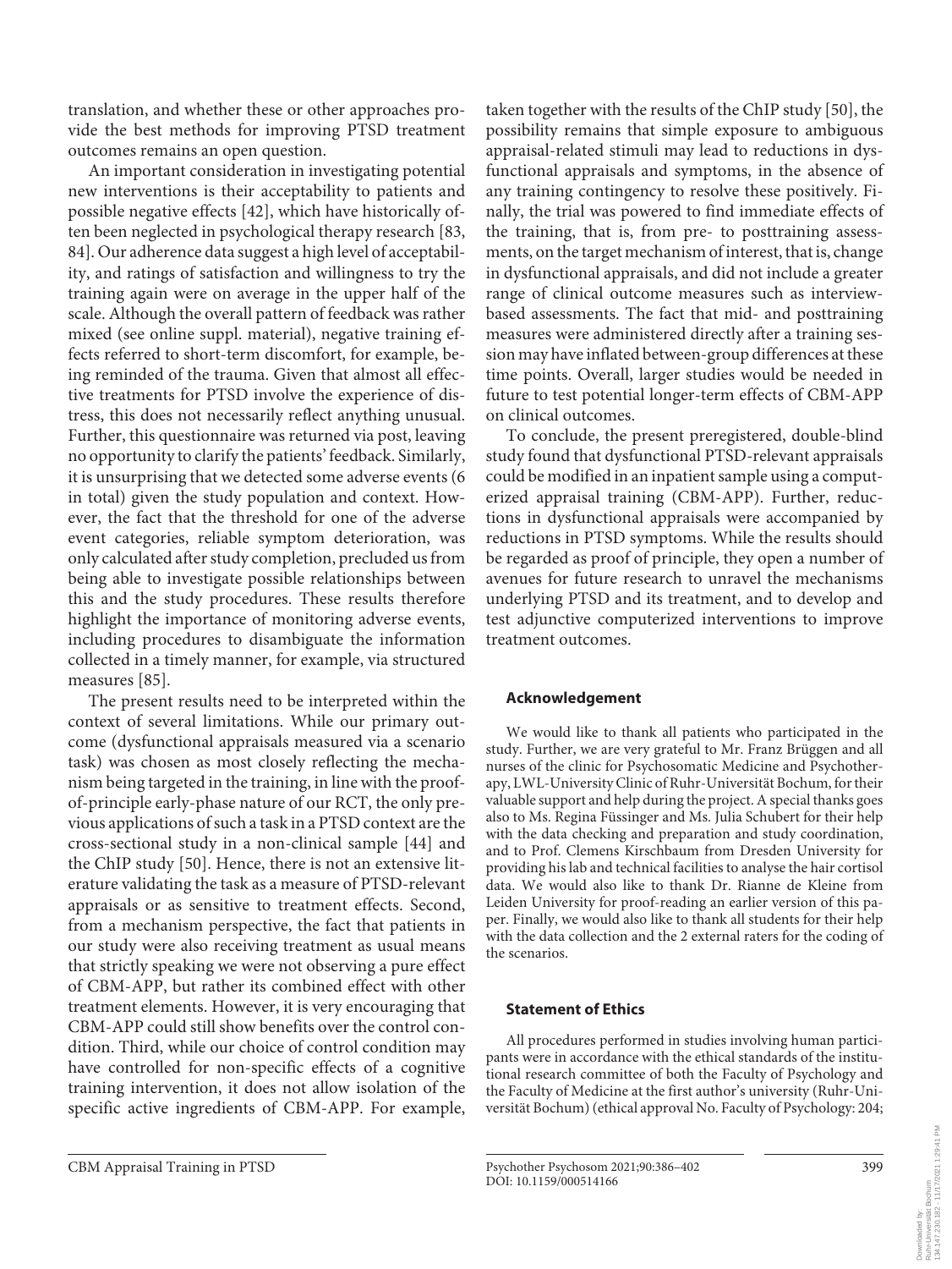translation, and whether these or other approaches provide the best methods for improving PTSD treatment outcomes remains an open question.

An important consideration in investigating potential new interventions is their acceptability to patients and possible negative effects [42], which have historically often been neglected in psychological therapy research [83, 84]. Our adherence data suggest a high level of acceptability, and ratings of satisfaction and willingness to try the training again were on average in the upper half of the scale. Although the overall pattern of feedback was rather mixed (see online suppl. material), negative training effects referred to short-term discomfort, for example, being reminded of the trauma. Given that almost all effective treatments for PTSD involve the experience of distress, this does not necessarily reflect anything unusual. Further, this questionnaire was returned via post, leaving no opportunity to clarify the patients' feedback. Similarly, it is unsurprising that we detected some adverse events (6 in total) given the study population and context. However, the fact that the threshold for one of the adverse event categories, reliable symptom deterioration, was only calculated after study completion, precluded us from being able to investigate possible relationships between this and the study procedures. These results therefore highlight the importance of monitoring adverse events, including procedures to disambiguate the information collected in a timely manner, for example, via structured measures [85].

The present results need to be interpreted within the context of several limitations. While our primary outcome (dysfunctional appraisals measured via a scenario task) was chosen as most closely reflecting the mechanism being targeted in the training, in line with the proof-of-principle early-phase nature of our RCT, the only previous applications of such a task in a PTSD context are the cross-sectional study in a non-clinical sample [44] and the ChIP study [50]. Hence, there is not an extensive literature validating the task as a measure of PTSD-relevant appraisals or as sensitive to treatment effects. Second, from a mechanism perspective, the fact that patients in our study were also receiving treatment as usual means that strictly speaking we were not observing a pure effect of CBM-APP, but rather its combined effect with other treatment elements. However, it is very encouraging that CBM-APP could still show benefits over the control condition. Third, while our choice of control condition may have controlled for non-specific effects of a cognitive training intervention, it does not allow isolation of the specific active ingredients of CBM-APP. For example, taken together with the results of the ChIP study [50], the possibility remains that simple exposure to ambiguous appraisal-related stimuli may lead to reductions in dysfunctional appraisals and symptoms, in the absence of any training contingency to resolve these positively. Finally, the trial was powered to find immediate effects of the training, that is, from pre- to posttraining assessments, on the target mechanism of interest, that is, change in dysfunctional appraisals, and did not include a greater range of clinical outcome measures such as interview-based assessments. The fact that mid- and posttraining measures were administered directly after a training session may have inflated between-group differences at these time points. Overall, larger studies would be needed in future to test potential longer-term effects of CBM-APP on clinical outcomes.

To conclude, the present preregistered, double-blind study found that dysfunctional PTSD-relevant appraisals could be modified in an inpatient sample using a computerized appraisal training (CBM-APP). Further, reductions in dysfunctional appraisals were accompanied by reductions in PTSD symptoms. While the results should be regarded as proof of principle, they open a number of avenues for future research to unravel the mechanisms underlying PTSD and its treatment, and to develop and test adjunctive computerized interventions to improve treatment outcomes.

## Acknowledgement

We would like to thank all patients who participated in the study. Further, we are very grateful to Mr. Franz Brüggen and all nurses of the clinic for Psychosomatic Medicine and Psychotherapy, LWL-University Clinic of Ruhr-Universität Bochum, for their valuable support and help during the project. A special thanks goes also to Ms. Regina Füssinger and Ms. Julia Schubert for their help with the data checking and preparation and study coordination, and to Prof. Clemens Kirschbaum from Dresden University for providing his lab and technical facilities to analyse the hair cortisol data. We would also like to thank Dr. Rianne de Kleine from Leiden University for proof-reading an earlier version of this paper. Finally, we would also like to thank all students for their help with the data collection and the 2 external raters for the coding of the scenarios.

## Statement of Ethics

All procedures performed in studies involving human participants were in accordance with the ethical standards of the institutional research committee of both the Faculty of Psychology and the Faculty of Medicine at the first author's university (Ruhr-Universität Bochum) (ethical approval No. Faculty of Psychology: 204;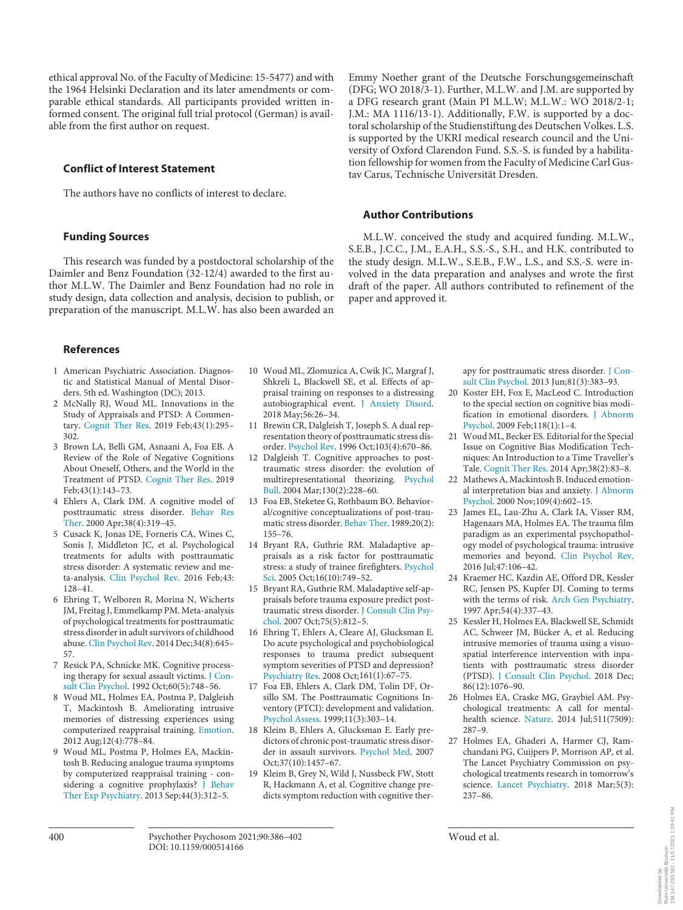ethical approval No. of the Faculty of Medicine: 15-5477) and with the 1964 Helsinki Declaration and its later amendments or comparable ethical standards. All participants provided written informed consent. The original full trial protocol (German) is available from the first author on request.

## Conflict of Interest Statement

The authors have no conflicts of interest to declare.

## Funding Sources

This research was funded by a postdoctoral scholarship of the Daimler and Benz Foundation (32-12/4) awarded to the first author M.L.W. The Daimler and Benz Foundation had no role in study design, data collection and analysis, decision to publish, or preparation of the manuscript. M.L.W. has also been awarded an Emmy Noether grant of the Deutsche Forschungsgemeinschaft (DFG; WO 2018/3-1). Further, M.L.W. and J.M. are supported by a DFG research grant (Main PI M.L.W; M.L.W.: WO 2018/2-1; J.M.: MA 1116/13-1). Additionally, F.W. is supported by a doctoral scholarship of the Studienstiftung des Deutschen Volkes. L.S. is supported by the UKRI medical research council and the University of Oxford Clarendon Fund. S.S.-S. is funded by a habilitation fellowship for women from the Faculty of Medicine Carl Gustav Carus, Technische Universität Dresden.

## Author Contributions

M.L.W. conceived the study and acquired funding. M.L.W., S.E.B., J.C.C., J.M., E.A.H., S.S.-S., S.H., and H.K. contributed to the study design. M.L.W., S.E.B., F.W., L.S., and S.S.-S. were involved in the data preparation and analyses and wrote the first draft of the paper. All authors contributed to refinement of the paper and approved it.

## References

1. American Psychiatric Association. Diagnostic and Statistical Manual of Mental Disorders. 5th ed. Washington (DC); 2013.
2. McNally RJ, Woud ML. Innovations in the Study of Appraisals and PTSD: A Commentary. Cognit Ther Res. 2019 Feb;43(1):295–302.
3. Brown LA, Belli GM, Asnaani A, Foa EB. A Review of the Role of Negative Cognitions About Oneself, Others, and the World in the Treatment of PTSD. Cognit Ther Res. 2019 Feb;43(1):143–73.
4. Ehlers A, Clark DM. A cognitive model of posttraumatic stress disorder. Behav Res Ther. 2000 Apr;38(4):319–45.
5. Cusack K, Jonas DE, Forneris CA, Wines C, Sonis J, Middleton JC, et al. Psychological treatments for adults with posttraumatic stress disorder: A systematic review and meta-analysis. Clin Psychol Rev. 2016 Feb;43:128–41.
6. Ehring T, Welboren R, Morina N, Wicherts JM, Freitag J, Emmelkamp PM. Meta-analysis of psychological treatments for posttraumatic stress disorder in adult survivors of childhood abuse. Clin Psychol Rev. 2014 Dec;34(8):645–57.
7. Resick PA, Schnicke MK. Cognitive processing therapy for sexual assault victims. J Consult Clin Psychol. 1992 Oct;60(5):748–56.
8. Woud ML, Holmes EA, Postma P, Dalgleish T, Mackintosh B. Ameliorating intrusive memories of distressing experiences using computerized reappraisal training. Emotion. 2012 Aug;12(4):778–84.
9. Woud ML, Postma P, Holmes EA, Mackintosh B. Reducing analogue trauma symptoms by computerized reappraisal training - considering a cognitive prophylaxis? J Behav Ther Exp Psychiatry. 2013 Sep;44(3):312–5.
10. Woud ML, Zlomuzica A, Cwik JC, Margraf J, Shkreli L, Blackwell SE, et al. Effects of appraisal training on responses to a distressing autobiographical event. J Anxiety Disord. 2018 May;56:26–34.
11. Brewin CR, Dalgleish T, Joseph S. A dual representation theory of posttraumatic stress disorder. Psychol Rev. 1996 Oct;103(4):670–86.
12. Dalgleish T. Cognitive approaches to posttraumatic stress disorder: the evolution of multirepresentational theorizing. Psychol Bull. 2004 Mar;130(2):228–60.
13. Foa EB, Steketee G, Rothbaum BO. Behavioral/cognitive conceptualizations of post-traumatic stress disorder. Behav Ther. 1989;20(2):155–76.
14. Bryant RA, Guthrie RM. Maladaptive appraisals as a risk factor for posttraumatic stress: a study of trainee firefighters. Psychol Sci. 2005 Oct;16(10):749–52.
15. Bryant RA, Guthrie RM. Maladaptive self-appraisals before trauma exposure predict posttraumatic stress disorder. J Consult Clin Psychol. 2007 Oct;75(5):812–5.
16. Ehring T, Ehlers A, Cleare AJ, Glucksman E. Do acute psychological and psychobiological responses to trauma predict subsequent symptom severities of PTSD and depression? Psychiatry Res. 2008 Oct;161(1):67–75.
17. Foa EB, Ehlers A, Clark DM, Tolin DF, Orsillo SM. The Posttraumatic Cognitions Inventory (PTCI): development and validation. Psychol Assess. 1999;11(3):303–14.
18. Kleim B, Ehlers A, Glucksman E. Early predictors of chronic post-traumatic stress disorder in assault survivors. Psychol Med. 2007 Oct;37(10):1457–67.
19. Kleim B, Grey N, Wild J, Nussbeck FW, Stott R, Hackmann A, et al. Cognitive change predicts symptom reduction with cognitive therapy for posttraumatic stress disorder. J Consult Clin Psychol. 2013 Jun;81(3):383–93.
20. Koster EH, Fox E, MacLeod C. Introduction to the special section on cognitive bias modification in emotional disorders. J Abnorm Psychol. 2009 Feb;118(1):1–4.
21. Woud ML, Becker ES. Editorial for the Special Issue on Cognitive Bias Modification Techniques: An Introduction to a Time Traveller's Tale. Cognit Ther Res. 2014 Apr;38(2):83–8.
22. Mathews A, Mackintosh B. Induced emotional interpretation bias and anxiety. J Abnorm Psychol. 2000 Nov;109(4):602–15.
23. James EL, Lau-Zhu A, Clark IA, Visser RM, Hagenaars MA, Holmes EA. The trauma film paradigm as an experimental psychopathology model of psychological trauma: intrusive memories and beyond. Clin Psychol Rev. 2016 Jul;47:106–42.
24. Kraemer HC, Kazdin AE, Offord DR, Kessler RC, Jensen PS, Kupfer DJ. Coming to terms with the terms of risk. Arch Gen Psychiatry. 1997 Apr;54(4):337–43.
25. Kessler H, Holmes EA, Blackwell SE, Schmidt AC, Schweer JM, Bücker A, et al. Reducing intrusive memories of trauma using a visuospatial interference intervention with inpatients with posttraumatic stress disorder (PTSD). J Consult Clin Psychol. 2018 Dec;86(12):1076–90.
26. Holmes EA, Craske MG, Graybiel AM. Psychological treatments: A call for mental-health science. Nature. 2014 Jul;511(7509):287–9.
27. Holmes EA, Ghaderi A, Harmer CJ, Ramchandani PG, Cuijpers P, Morrison AP, et al. The Lancet Psychiatry Commission on psychological treatments research in tomorrow's science. Lancet Psychiatry. 2018 Mar;5(3):237–86.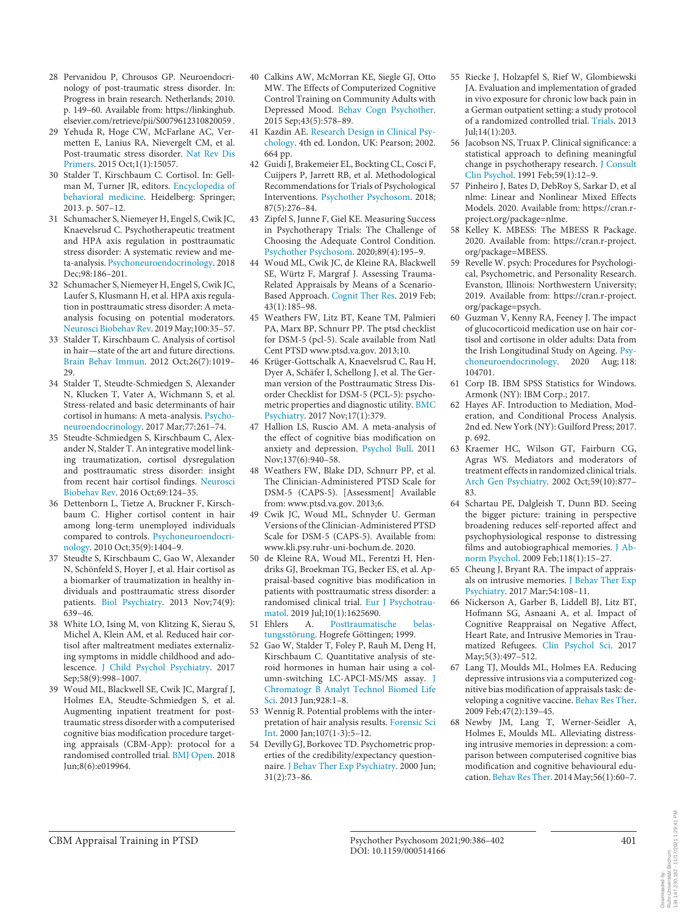28 Pervanidou P, Chrousos GP. Neuroendocrinology of post-traumatic stress disorder. In: Progress in brain research. Netherlands; 2010. p. 149–60. Available from: https://linkinghub.elsevier.com/retrieve/pii/S0079612310820059 .

29 Yehuda R, Hoge CW, McFarlane AC, Vermetten E, Lanius RA, Nievergelt CM, et al. Post-traumatic stress disorder. Nat Rev Dis Primers. 2015 Oct;1(1):15057.

30 Stalder T, Kirschbaum C. Cortisol. In: Gellman M, Turner JR, editors. Encyclopedia of behavioral medicine. Heidelberg: Springer; 2013. p. 507–12.

31 Schumacher S, Niemeyer H, Engel S, Cwik JC, Knaevelsrud C. Psychotherapeutic treatment and HPA axis regulation in posttraumatic stress disorder: A systematic review and meta-analysis. Psychoneuroendocrinology. 2018 Dec;98:186–201.

32 Schumacher S, Niemeyer H, Engel S, Cwik JC, Laufer S, Klusmann H, et al. HPA axis regulation in posttraumatic stress disorder: A meta-analysis focusing on potential moderators. Neurosci Biobehav Rev. 2019 May;100:35–57.

33 Stalder T, Kirschbaum C. Analysis of cortisol in hair—state of the art and future directions. Brain Behav Immun. 2012 Oct;26(7):1019–29.

34 Stalder T, Steudte-Schmiedgen S, Alexander N, Klucken T, Vater A, Wichmann S, et al. Stress-related and basic determinants of hair cortisol in humans: A meta-analysis. Psychoneuroendocrinology. 2017 Mar;77:261–74.

35 Steudte-Schmiedgen S, Kirschbaum C, Alexander N, Stalder T. An integrative model linking traumatization, cortisol dysregulation and posttraumatic stress disorder: insight from recent hair cortisol findings. Neurosci Biobehav Rev. 2016 Oct;69:124–35.

36 Dettenborn L, Tietze A, Bruckner F, Kirschbaum C. Higher cortisol content in hair among long-term unemployed individuals compared to controls. Psychoneuroendocrinology. 2010 Oct;35(9):1404–9.

37 Steudte S, Kirschbaum C, Gao W, Alexander N, Schönfeld S, Hoyer J, et al. Hair cortisol as a biomarker of traumatization in healthy individuals and posttraumatic stress disorder patients. Biol Psychiatry. 2013 Nov;74(9):639–46.

38 White LO, Ising M, von Klitzing K, Sierau S, Michel A, Klein AM, et al. Reduced hair cortisol after maltreatment mediates externalizing symptoms in middle childhood and adolescence. J Child Psychol Psychiatry. 2017 Sep;58(9):998–1007.

39 Woud ML, Blackwell SE, Cwik JC, Margraf J, Holmes EA, Steudte-Schmiedgen S, et al. Augmenting inpatient treatment for posttraumatic stress disorder with a computerised cognitive bias modification procedure targeting appraisals (CBM-App): protocol for a randomised controlled trial. BMJ Open. 2018 Jun;8(6):e019964.

40 Calkins AW, McMorran KE, Siegle GJ, Otto MW. The Effects of Computerized Cognitive Control Training on Community Adults with Depressed Mood. Behav Cogn Psychother. 2015 Sep;43(5):578–89.

41 Kazdin AE. Research Design in Clinical Psychology. 4th ed. London, UK: Pearson; 2002. 664 pp.

42 Guidi J, Brakemeier EL, Bockting CL, Cosci F, Cuijpers P, Jarrett RB, et al. Methodological Recommendations for Trials of Psychological Interventions. Psychother Psychosom. 2018; 87(5):276–84.

43 Zipfel S, Junne F, Giel KE. Measuring Success in Psychotherapy Trials: The Challenge of Choosing the Adequate Control Condition. Psychother Psychosom. 2020;89(4):195–9.

44 Woud ML, Cwik JC, de Kleine RA, Blackwell SE, Würtz F, Margraf J. Assessing Trauma-Related Appraisals by Means of a Scenario-Based Approach. Cognit Ther Res. 2019 Feb; 43(1):185–98.

45 Weathers FW, Litz BT, Keane TM, Palmieri PA, Marx BP, Schnurr PP. The ptsd checklist for DSM-5 (pcl-5). Scale available from Natl Cent PTSD www.ptsd.va.gov. 2013;10.

46 Krüger-Gottschalk A, Knaevelsrud C, Rau H, Dyer A, Schäfer I, Schellong J, et al. The German version of the Posttraumatic Stress Disorder Checklist for DSM-5 (PCL-5): psychometric properties and diagnostic utility. BMC Psychiatry. 2017 Nov;17(1):379.

47 Hallion LS, Ruscio AM. A meta-analysis of the effect of cognitive bias modification on anxiety and depression. Psychol Bull. 2011 Nov;137(6):940–58.

48 Weathers FW, Blake DD, Schnurr PP, et al. The Clinician-Administered PTSD Scale for DSM-5 (CAPS-5). [Assessment] Available from: www.ptsd.va.gov. 2013;6.

49 Cwik JC, Woud ML, Schnyder U. German Versions of the Clinician-Administered PTSD Scale for DSM-5 (CAPS-5). Available from: www.kli.psy.ruhr-uni-bochum.de. 2020.

50 de Kleine RA, Woud ML, Ferentzi H, Hendriks GJ, Broekman TG, Becker ES, et al. Appraisal-based cognitive bias modification in patients with posttraumatic stress disorder: a randomised clinical trial. Eur J Psychotraumatol. 2019 Jul;10(1):1625690.

51 Ehlers A. Posttraumatische belastungsstörung. Hogrefe Göttingen; 1999.

52 Gao W, Stalder T, Foley P, Rauh M, Deng H, Kirschbaum C. Quantitative analysis of steroid hormones in human hair using a column-switching LC-APCI-MS/MS assay. J Chromatogr B Analyt Technol Biomed Life Sci. 2013 Jun;928:1–8.

53 Wennig R. Potential problems with the interpretation of hair analysis results. Forensic Sci Int. 2000 Jan;107(1-3):5–12.

54 Devilly GJ, Borkovec TD. Psychometric properties of the credibility/expectancy questionnaire. J Behav Ther Exp Psychiatry. 2000 Jun; 31(2):73–86.

55 Riecke J, Holzapfel S, Rief W, Glombiewski JA. Evaluation and implementation of graded in vivo exposure for chronic low back pain in a German outpatient setting: a study protocol of a randomized controlled trial. Trials. 2013 Jul;14(1):203.

56 Jacobson NS, Truax P. Clinical significance: a statistical approach to defining meaningful change in psychotherapy research. J Consult Clin Psychol. 1991 Feb;59(1):12–9.

57 Pinheiro J, Bates D, DebRoy S, Sarkar D, et al nlme: Linear and Nonlinear Mixed Effects Models. 2020. Available from: https://cran.r-project.org/package=nlme.

58 Kelley K. MBESS: The MBESS R Package. 2020. Available from: https://cran.r-project.org/package=MBESS.

59 Revelle W. psych: Procedures for Psychological, Psychometric, and Personality Research. Evanston, Illinois: Northwestern University; 2019. Available from: https://cran.r-project.org/package=psych.

60 Guzman V, Kenny RA, Feeney J. The impact of glucocorticoid medication use on hair cortisol and cortisone in older adults: Data from the Irish Longitudinal Study on Ageing. Psychoneuroendocrinology. 2020 Aug; 118: 104701.

61 Corp IB. IBM SPSS Statistics for Windows. Armonk (NY): IBM Corp.; 2017.

62 Hayes AF. Introduction to Mediation, Moderation, and Conditional Process Analysis. 2nd ed. New York (NY): Guilford Press; 2017. p. 692.

63 Kraemer HC, Wilson GT, Fairburn CG, Agras WS. Mediators and moderators of treatment effects in randomized clinical trials. Arch Gen Psychiatry. 2002 Oct;59(10):877–83.

64 Schartau PE, Dalgleish T, Dunn BD. Seeing the bigger picture: training in perspective broadening reduces self-reported affect and psychophysiological response to distressing films and autobiographical memories. J Abnorm Psychol. 2009 Feb;118(1):15–27.

65 Cheung J, Bryant RA. The impact of appraisals on intrusive memories. J Behav Ther Exp Psychiatry. 2017 Mar;54:108–11.

66 Nickerson A, Garber B, Liddell BJ, Litz BT, Hofmann SG, Asnaani A, et al. Impact of Cognitive Reappraisal on Negative Affect, Heart Rate, and Intrusive Memories in Traumatized Refugees. Clin Psychol Sci. 2017 May;5(3):497–512.

67 Lang TJ, Moulds ML, Holmes EA. Reducing depressive intrusions via a computerized cognitive bias modification of appraisals task: developing a cognitive vaccine. Behav Res Ther. 2009 Feb;47(2):139–45.

68 Newby JM, Lang T, Werner-Seidler A, Holmes E, Moulds ML. Alleviating distressing intrusive memories in depression: a comparison between computerised cognitive bias modification and cognitive behavioural education. Behav Res Ther. 2014 May;56(1):60–7.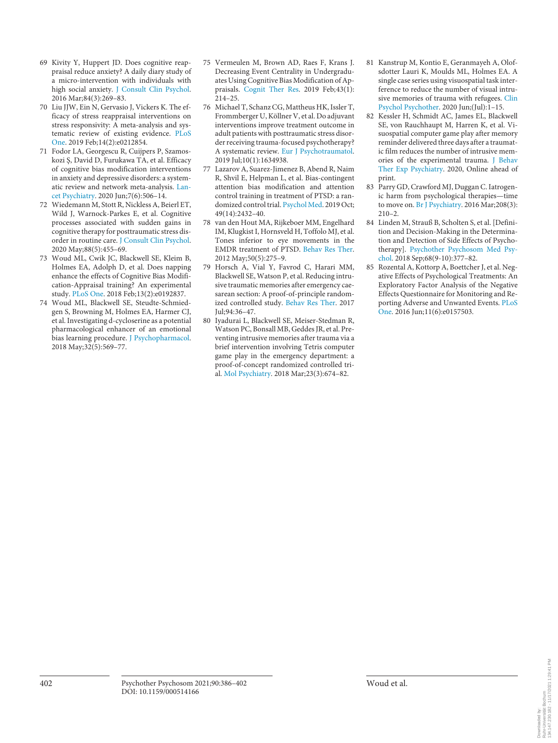69 Kivity Y, Huppert JD. Does cognitive reappraisal reduce anxiety? A daily diary study of a micro-intervention with individuals with high social anxiety. J Consult Clin Psychol. 2016 Mar;84(3):269–83.

70 Liu JJW, Ein N, Gervasio J, Vickers K. The efficacy of stress reappraisal interventions on stress responsivity: A meta-analysis and systematic review of existing evidence. PLoS One. 2019 Feb;14(2):e0212854.

71 Fodor LA, Georgescu R, Cuijpers P, Szamoskozi Ş, David D, Furukawa TA, et al. Efficacy of cognitive bias modification interventions in anxiety and depressive disorders: a systematic review and network meta-analysis. Lancet Psychiatry. 2020 Jun;7(6):506–14.

72 Wiedemann M, Stott R, Nickless A, Beierl ET, Wild J, Warnock-Parkes E, et al. Cognitive processes associated with sudden gains in cognitive therapy for posttraumatic stress disorder in routine care. J Consult Clin Psychol. 2020 May;88(5):455–69.

73 Woud ML, Cwik JC, Blackwell SE, Kleim B, Holmes EA, Adolph D, et al. Does napping enhance the effects of Cognitive Bias Modification-Appraisal training? An experimental study. PLoS One. 2018 Feb;13(2):e0192837.

74 Woud ML, Blackwell SE, Steudte-Schmiedgen S, Browning M, Holmes EA, Harmer CJ, et al. Investigating d-cycloserine as a potential pharmacological enhancer of an emotional bias learning procedure. J Psychopharmacol. 2018 May;32(5):569–77.

75 Vermeulen M, Brown AD, Raes F, Krans J. Decreasing Event Centrality in Undergraduates Using Cognitive Bias Modification of Appraisals. Cognit Ther Res. 2019 Feb;43(1):214–25.

76 Michael T, Schanz CG, Mattheus HK, Issler T, Frommberger U, Köllner V, et al. Do adjuvant interventions improve treatment outcome in adult patients with posttraumatic stress disorder receiving trauma-focused psychotherapy? A systematic review. Eur J Psychotraumatol. 2019 Jul;10(1):1634938.

77 Lazarov A, Suarez-Jimenez B, Abend R, Naim R, Shvil E, Helpman L, et al. Bias-contingent attention bias modification and attention control training in treatment of PTSD: a randomized control trial. Psychol Med. 2019 Oct;49(14):2432–40.

78 van den Hout MA, Rijkeboer MM, Engelhard IM, Klugkist I, Hornsveld H, Toffolo MJ, et al. Tones inferior to eye movements in the EMDR treatment of PTSD. Behav Res Ther. 2012 May;50(5):275–9.

79 Horsch A, Vial Y, Favrod C, Harari MM, Blackwell SE, Watson P, et al. Reducing intrusive traumatic memories after emergency caesarean section: A proof-of-principle randomized controlled study. Behav Res Ther. 2017 Jul;94:36–47.

80 Iyadurai L, Blackwell SE, Meiser-Stedman R, Watson PC, Bonsall MB, Geddes JR, et al. Preventing intrusive memories after trauma via a brief intervention involving Tetris computer game play in the emergency department: a proof-of-concept randomized controlled trial. Mol Psychiatry. 2018 Mar;23(3):674–82.

81 Kanstrup M, Kontio E, Geranmayeh A, Olofsdotter Lauri K, Moulds ML, Holmes EA. A single case series using visuospatial task interference to reduce the number of visual intrusive memories of trauma with refugees. Clin Psychol Psychother. 2020 Jun;(Jul):1–15.

82 Kessler H, Schmidt AC, James EL, Blackwell SE, von Rauchhaupt M, Harren K, et al. Visuospatial computer game play after memory reminder delivered three days after a traumatic film reduces the number of intrusive memories of the experimental trauma. J Behav Ther Exp Psychiatry. 2020, Online ahead of print.

83 Parry GD, Crawford MJ, Duggan C. Iatrogenic harm from psychological therapies—time to move on. Br J Psychiatry. 2016 Mar;208(3):210–2.

84 Linden M, Strauß B, Scholten S, et al. [Definition and Decision-Making in the Determination and Detection of Side Effects of Psychotherapy]. Psychother Psychosom Med Psychol. 2018 Sep;68(9-10):377–82.

85 Rozental A, Kottorp A, Boettcher J, et al. Negative Effects of Psychological Treatments: An Exploratory Factor Analysis of the Negative Effects Questionnaire for Monitoring and Reporting Adverse and Unwanted Events. PLoS One. 2016 Jun;11(6):e0157503.